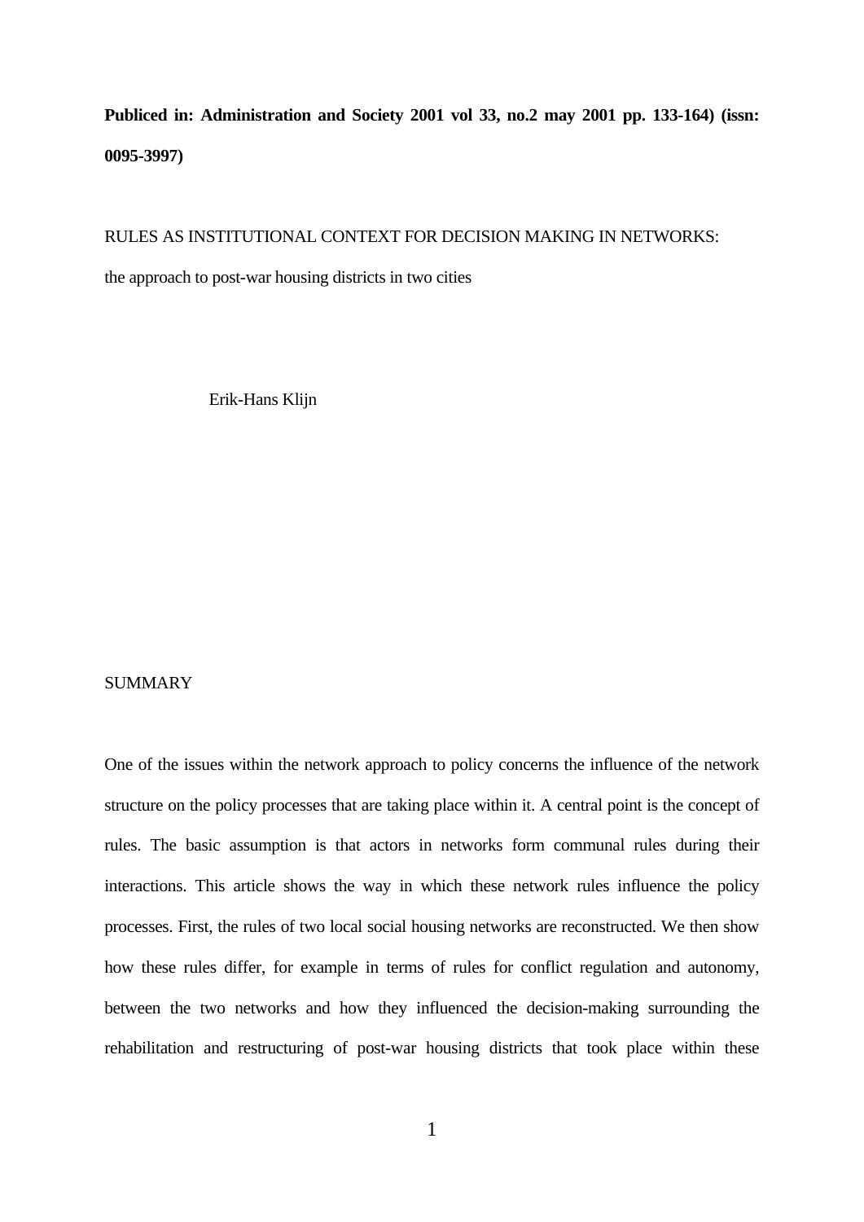**Publiced in: Administration and Society 2001 vol 33, no.2 may 2001 pp. 133-164) (issn: 0095-3997)**

# RULES AS INSTITUTIONAL CONTEXT FOR DECISION MAKING IN NETWORKS:

the approach to post-war housing districts in two cities

Erik-Hans Klijn

## SUMMARY

One of the issues within the network approach to policy concerns the influence of the network structure on the policy processes that are taking place within it. A central point is the concept of rules. The basic assumption is that actors in networks form communal rules during their interactions. This article shows the way in which these network rules influence the policy processes. First, the rules of two local social housing networks are reconstructed. We then show how these rules differ, for example in terms of rules for conflict regulation and autonomy, between the two networks and how they influenced the decision-making surrounding the rehabilitation and restructuring of post-war housing districts that took place within these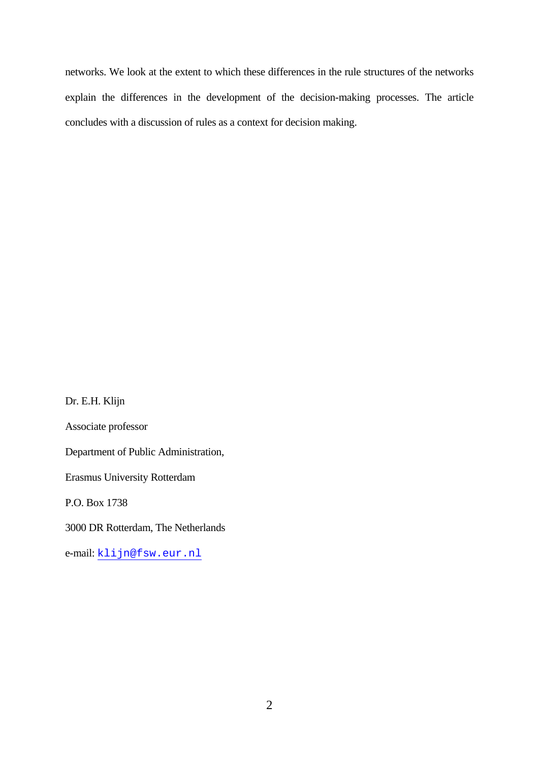networks. We look at the extent to which these differences in the rule structures of the networks explain the differences in the development of the decision-making processes. The article concludes with a discussion of rules as a context for decision making.

Dr. E.H. Klijn

Associate professor

Department of Public Administration,

Erasmus University Rotterdam

P.O. Box 1738

3000 DR Rotterdam, The Netherlands

e-mail: klijn@fsw.eur.nl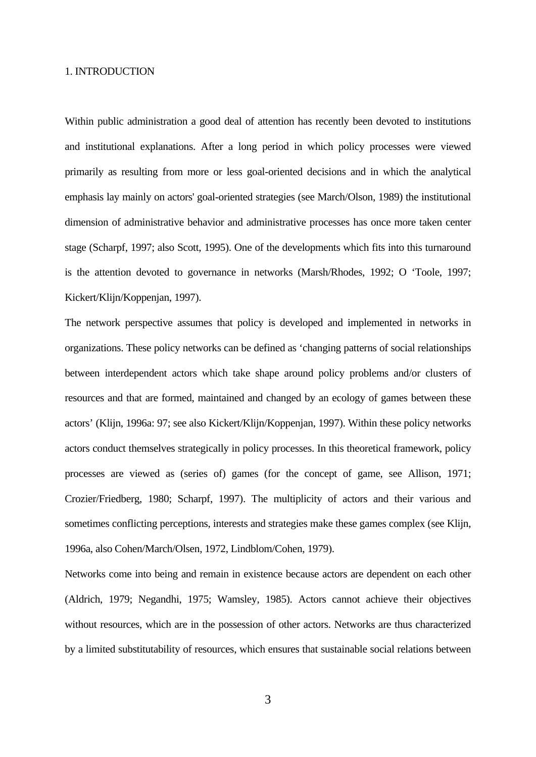# 1. INTRODUCTION

Within public administration a good deal of attention has recently been devoted to institutions and institutional explanations. After a long period in which policy processes were viewed primarily as resulting from more or less goal-oriented decisions and in which the analytical emphasis lay mainly on actors' goal-oriented strategies (see March/Olson, 1989) the institutional dimension of administrative behavior and administrative processes has once more taken center stage (Scharpf, 1997; also Scott, 1995). One of the developments which fits into this turnaround is the attention devoted to governance in networks (Marsh/Rhodes, 1992; O 'Toole, 1997; Kickert/Klijn/Koppenjan, 1997).

The network perspective assumes that policy is developed and implemented in networks in organizations. These policy networks can be defined as 'changing patterns of social relationships between interdependent actors which take shape around policy problems and/or clusters of resources and that are formed, maintained and changed by an ecology of games between these actors' (Klijn, 1996a: 97; see also Kickert/Klijn/Koppenjan, 1997). Within these policy networks actors conduct themselves strategically in policy processes. In this theoretical framework, policy processes are viewed as (series of) games (for the concept of game, see Allison, 1971; Crozier/Friedberg, 1980; Scharpf, 1997). The multiplicity of actors and their various and sometimes conflicting perceptions, interests and strategies make these games complex (see Klijn, 1996a, also Cohen/March/Olsen, 1972, Lindblom/Cohen, 1979).

Networks come into being and remain in existence because actors are dependent on each other (Aldrich, 1979; Negandhi, 1975; Wamsley, 1985). Actors cannot achieve their objectives without resources, which are in the possession of other actors. Networks are thus characterized by a limited substitutability of resources, which ensures that sustainable social relations between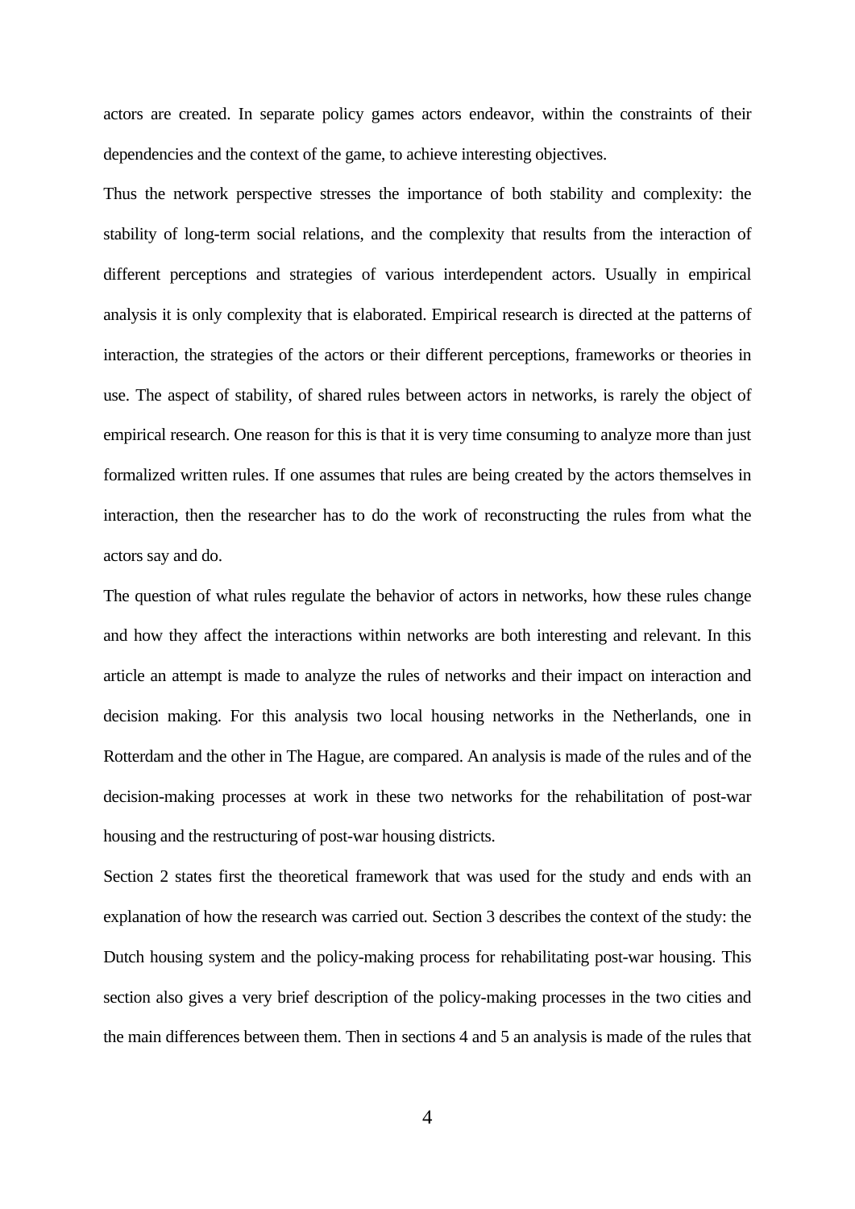actors are created. In separate policy games actors endeavor, within the constraints of their dependencies and the context of the game, to achieve interesting objectives.

Thus the network perspective stresses the importance of both stability and complexity: the stability of long-term social relations, and the complexity that results from the interaction of different perceptions and strategies of various interdependent actors. Usually in empirical analysis it is only complexity that is elaborated. Empirical research is directed at the patterns of interaction, the strategies of the actors or their different perceptions, frameworks or theories in use. The aspect of stability, of shared rules between actors in networks, is rarely the object of empirical research. One reason for this is that it is very time consuming to analyze more than just formalized written rules. If one assumes that rules are being created by the actors themselves in interaction, then the researcher has to do the work of reconstructing the rules from what the actors say and do.

The question of what rules regulate the behavior of actors in networks, how these rules change and how they affect the interactions within networks are both interesting and relevant. In this article an attempt is made to analyze the rules of networks and their impact on interaction and decision making. For this analysis two local housing networks in the Netherlands, one in Rotterdam and the other in The Hague, are compared. An analysis is made of the rules and of the decision-making processes at work in these two networks for the rehabilitation of post-war housing and the restructuring of post-war housing districts.

Section 2 states first the theoretical framework that was used for the study and ends with an explanation of how the research was carried out. Section 3 describes the context of the study: the Dutch housing system and the policy-making process for rehabilitating post-war housing. This section also gives a very brief description of the policy-making processes in the two cities and the main differences between them. Then in sections 4 and 5 an analysis is made of the rules that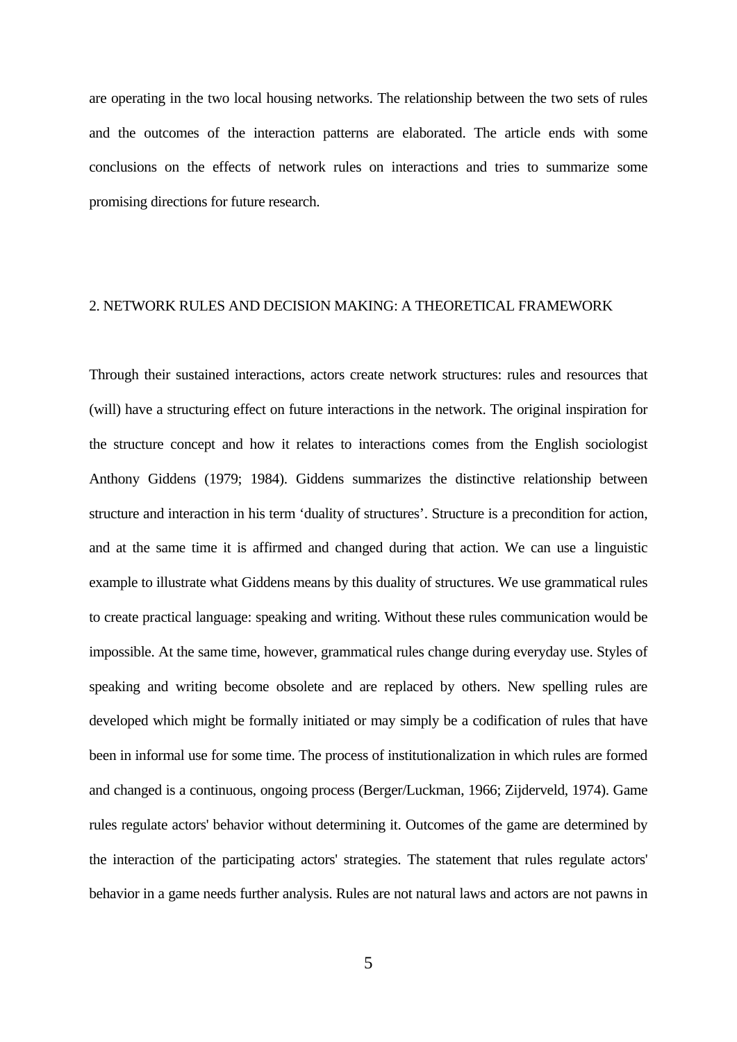are operating in the two local housing networks. The relationship between the two sets of rules and the outcomes of the interaction patterns are elaborated. The article ends with some conclusions on the effects of network rules on interactions and tries to summarize some promising directions for future research.

## 2. NETWORK RULES AND DECISION MAKING: A THEORETICAL FRAMEWORK

Through their sustained interactions, actors create network structures: rules and resources that (will) have a structuring effect on future interactions in the network. The original inspiration for the structure concept and how it relates to interactions comes from the English sociologist Anthony Giddens (1979; 1984). Giddens summarizes the distinctive relationship between structure and interaction in his term 'duality of structures'. Structure is a precondition for action, and at the same time it is affirmed and changed during that action. We can use a linguistic example to illustrate what Giddens means by this duality of structures. We use grammatical rules to create practical language: speaking and writing. Without these rules communication would be impossible. At the same time, however, grammatical rules change during everyday use. Styles of speaking and writing become obsolete and are replaced by others. New spelling rules are developed which might be formally initiated or may simply be a codification of rules that have been in informal use for some time. The process of institutionalization in which rules are formed and changed is a continuous, ongoing process (Berger/Luckman, 1966; Zijderveld, 1974). Game rules regulate actors' behavior without determining it. Outcomes of the game are determined by the interaction of the participating actors' strategies. The statement that rules regulate actors' behavior in a game needs further analysis. Rules are not natural laws and actors are not pawns in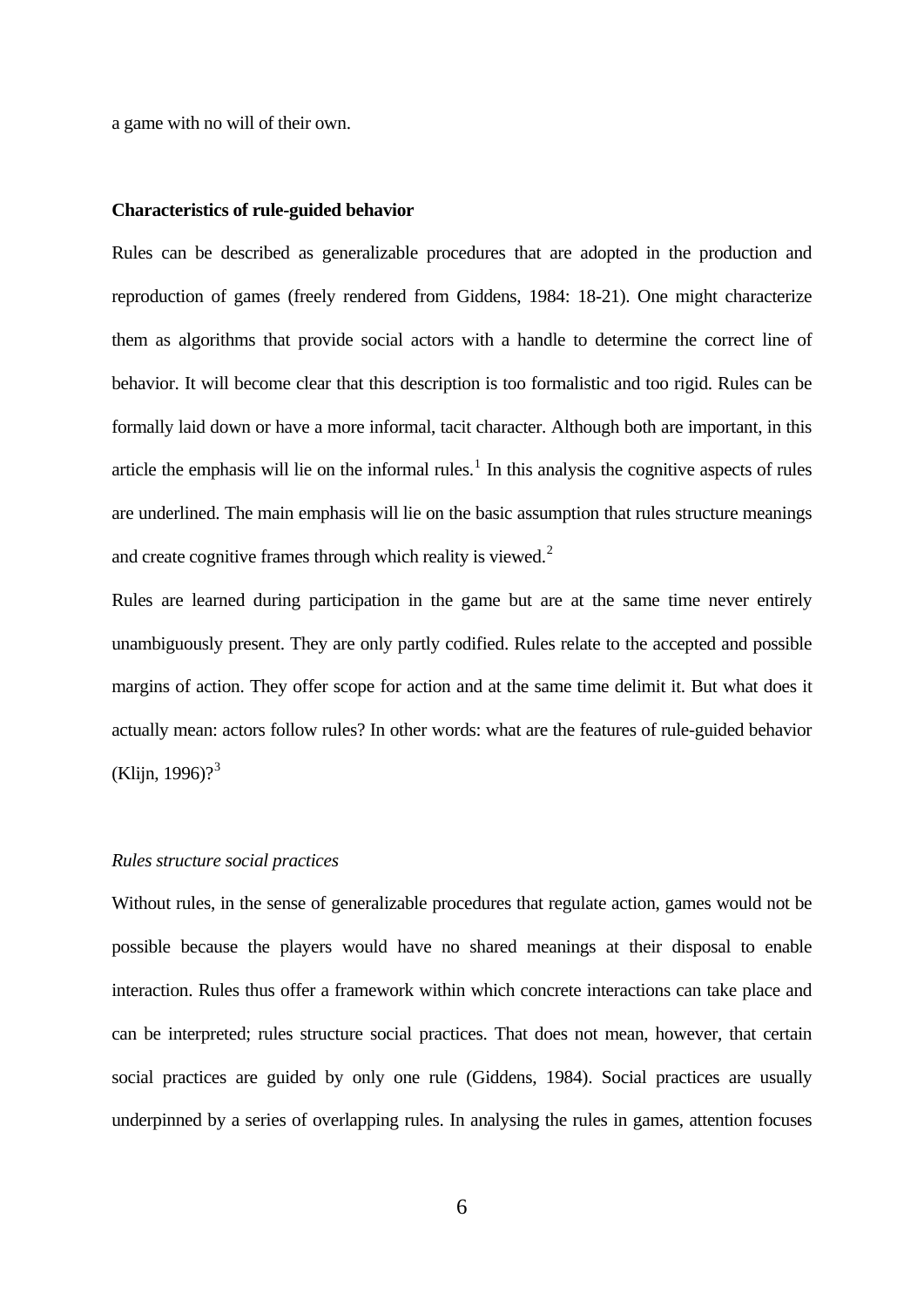a game with no will of their own.

**Characteristics of rule-guided behavior**

Rules can be described as generalizable procedures that are adopted in the production and reproduction of games (freely rendered from Giddens, 1984: 18-21). One might characterize them as algorithms that provide social actors with a handle to determine the correct line of behavior. It will become clear that this description is too formalistic and too rigid. Rules can be formally laid down or have a more informal, tacit character. Although both are important, in this article the emphasis will lie on the informal rules.[1] In this analysis the cognitive aspects of rules are underlined. The main emphasis will lie on the basic assumption that rules structure meanings and create cognitive frames through which reality is viewed.[2]

Rules are learned during participation in the game but are at the same time never entirely unambiguously present. They are only partly codified. Rules relate to the accepted and possible margins of action. They offer scope for action and at the same time delimit it. But what does it actually mean: actors follow rules? In other words: what are the features of rule-guided behavior (Klijn, 1996)?[3]

*Rules structure social practices*

Without rules, in the sense of generalizable procedures that regulate action, games would not be possible because the players would have no shared meanings at their disposal to enable interaction. Rules thus offer a framework within which concrete interactions can take place and can be interpreted; rules structure social practices. That does not mean, however, that certain social practices are guided by only one rule (Giddens, 1984). Social practices are usually underpinned by a series of overlapping rules. In analysing the rules in games, attention focuses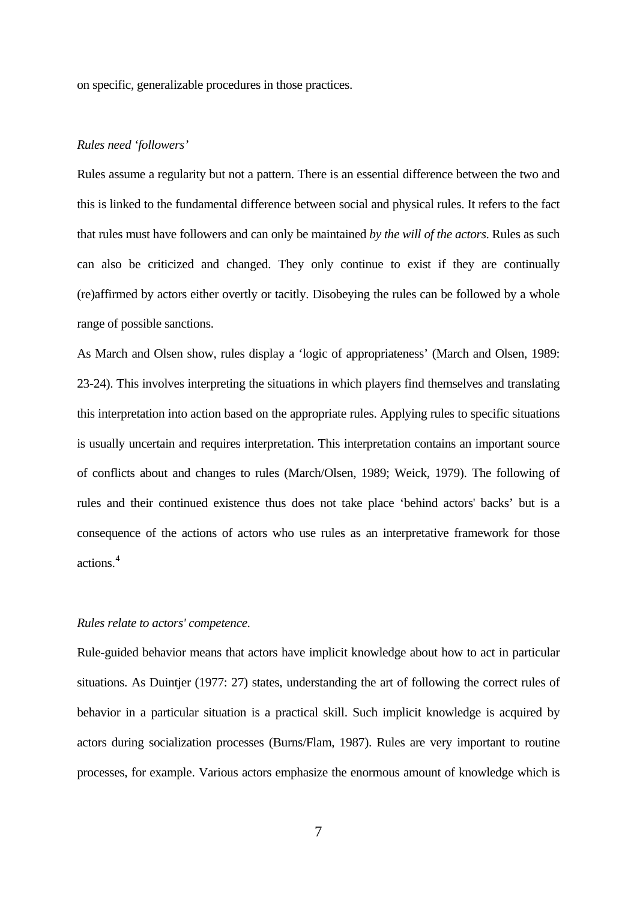on specific, generalizable procedures in those practices.

*Rules need 'followers'*

Rules assume a regularity but not a pattern. There is an essential difference between the two and this is linked to the fundamental difference between social and physical rules. It refers to the fact that rules must have followers and can only be maintained *by the will of the actors*. Rules as such can also be criticized and changed. They only continue to exist if they are continually (re)affirmed by actors either overtly or tacitly. Disobeying the rules can be followed by a whole range of possible sanctions.

As March and Olsen show, rules display a 'logic of appropriateness' (March and Olsen, 1989: 23-24). This involves interpreting the situations in which players find themselves and translating this interpretation into action based on the appropriate rules. Applying rules to specific situations is usually uncertain and requires interpretation. This interpretation contains an important source of conflicts about and changes to rules (March/Olsen, 1989; Weick, 1979). The following of rules and their continued existence thus does not take place 'behind actors' backs' but is a consequence of the actions of actors who use rules as an interpretative framework for those actions.[4]

*Rules relate to actors' competence.*

Rule-guided behavior means that actors have implicit knowledge about how to act in particular situations. As Duintjer (1977: 27) states, understanding the art of following the correct rules of behavior in a particular situation is a practical skill. Such implicit knowledge is acquired by actors during socialization processes (Burns/Flam, 1987). Rules are very important to routine processes, for example. Various actors emphasize the enormous amount of knowledge which is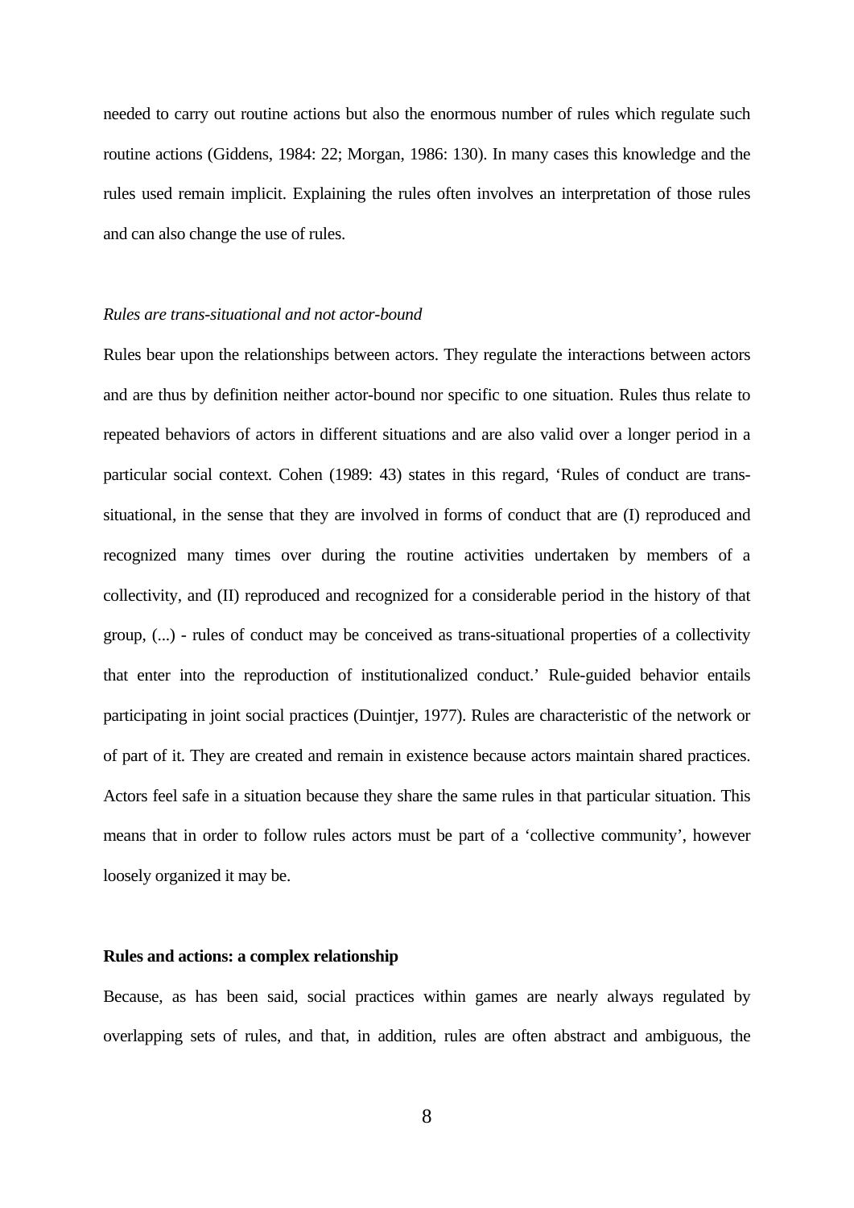needed to carry out routine actions but also the enormous number of rules which regulate such routine actions (Giddens, 1984: 22; Morgan, 1986: 130). In many cases this knowledge and the rules used remain implicit. Explaining the rules often involves an interpretation of those rules and can also change the use of rules.

*Rules are trans-situational and not actor-bound*

Rules bear upon the relationships between actors. They regulate the interactions between actors and are thus by definition neither actor-bound nor specific to one situation. Rules thus relate to repeated behaviors of actors in different situations and are also valid over a longer period in a particular social context. Cohen (1989: 43) states in this regard, 'Rules of conduct are trans-situational, in the sense that they are involved in forms of conduct that are (I) reproduced and recognized many times over during the routine activities undertaken by members of a collectivity, and (II) reproduced and recognized for a considerable period in the history of that group, (...) - rules of conduct may be conceived as trans-situational properties of a collectivity that enter into the reproduction of institutionalized conduct.' Rule-guided behavior entails participating in joint social practices (Duintjer, 1977). Rules are characteristic of the network or of part of it. They are created and remain in existence because actors maintain shared practices. Actors feel safe in a situation because they share the same rules in that particular situation. This means that in order to follow rules actors must be part of a 'collective community', however loosely organized it may be.

**Rules and actions: a complex relationship**

Because, as has been said, social practices within games are nearly always regulated by overlapping sets of rules, and that, in addition, rules are often abstract and ambiguous, the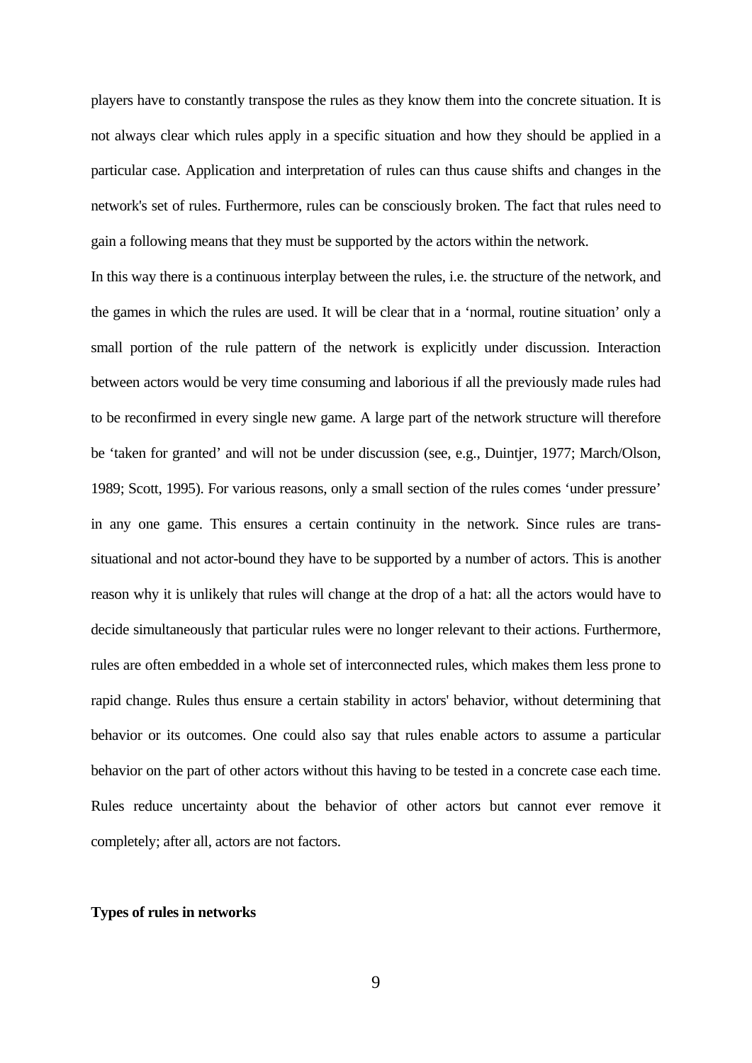players have to constantly transpose the rules as they know them into the concrete situation. It is not always clear which rules apply in a specific situation and how they should be applied in a particular case. Application and interpretation of rules can thus cause shifts and changes in the network's set of rules. Furthermore, rules can be consciously broken. The fact that rules need to gain a following means that they must be supported by the actors within the network.

In this way there is a continuous interplay between the rules, i.e. the structure of the network, and the games in which the rules are used. It will be clear that in a 'normal, routine situation' only a small portion of the rule pattern of the network is explicitly under discussion. Interaction between actors would be very time consuming and laborious if all the previously made rules had to be reconfirmed in every single new game. A large part of the network structure will therefore be 'taken for granted' and will not be under discussion (see, e.g., Duintjer, 1977; March/Olson, 1989; Scott, 1995). For various reasons, only a small section of the rules comes 'under pressure' in any one game. This ensures a certain continuity in the network. Since rules are trans-situational and not actor-bound they have to be supported by a number of actors. This is another reason why it is unlikely that rules will change at the drop of a hat: all the actors would have to decide simultaneously that particular rules were no longer relevant to their actions. Furthermore, rules are often embedded in a whole set of interconnected rules, which makes them less prone to rapid change. Rules thus ensure a certain stability in actors' behavior, without determining that behavior or its outcomes. One could also say that rules enable actors to assume a particular behavior on the part of other actors without this having to be tested in a concrete case each time. Rules reduce uncertainty about the behavior of other actors but cannot ever remove it completely; after all, actors are not factors.

**Types of rules in networks**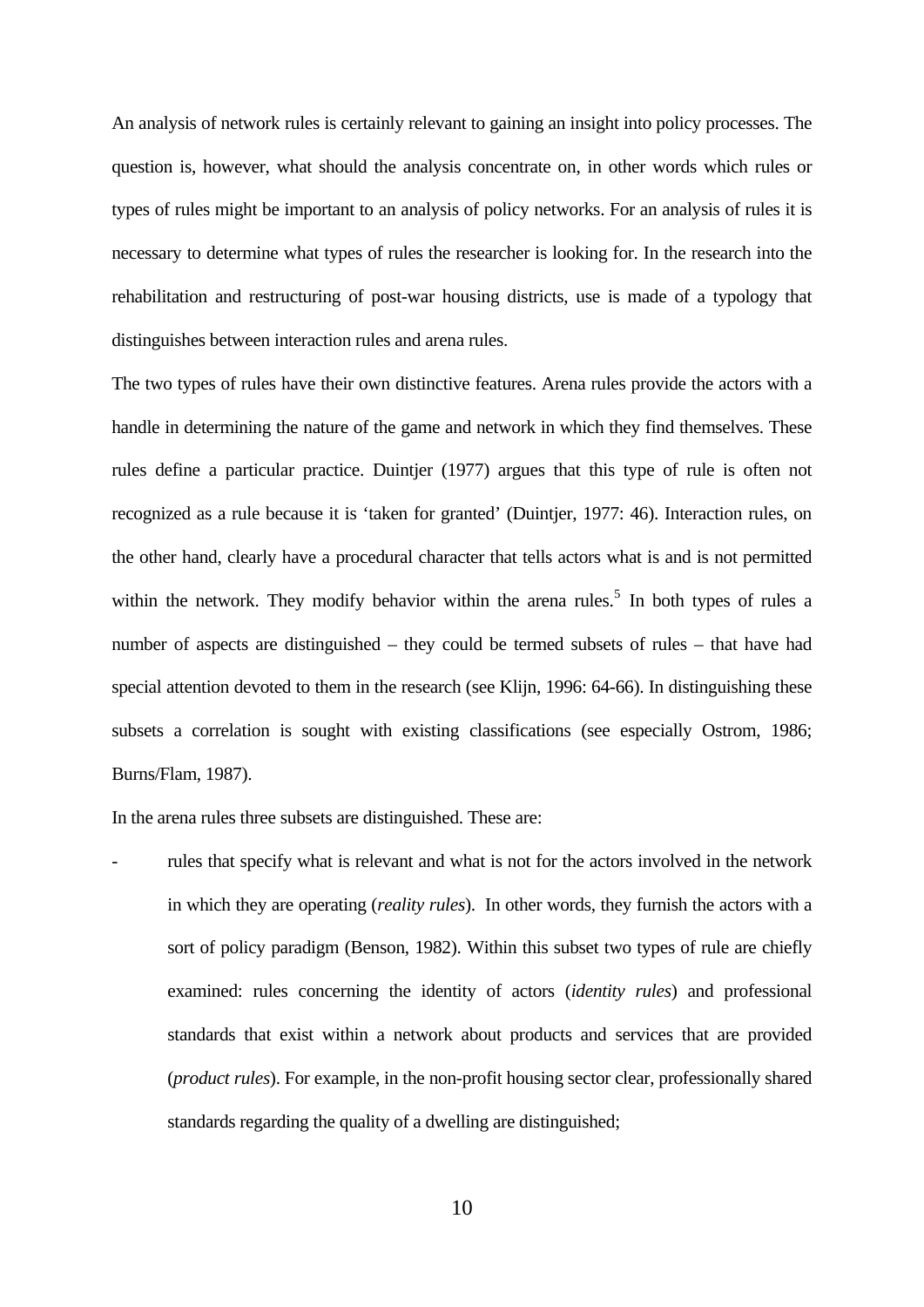An analysis of network rules is certainly relevant to gaining an insight into policy processes. The question is, however, what should the analysis concentrate on, in other words which rules or types of rules might be important to an analysis of policy networks. For an analysis of rules it is necessary to determine what types of rules the researcher is looking for. In the research into the rehabilitation and restructuring of post-war housing districts, use is made of a typology that distinguishes between interaction rules and arena rules.

The two types of rules have their own distinctive features. Arena rules provide the actors with a handle in determining the nature of the game and network in which they find themselves. These rules define a particular practice. Duintjer (1977) argues that this type of rule is often not recognized as a rule because it is 'taken for granted' (Duintjer, 1977: 46). Interaction rules, on the other hand, clearly have a procedural character that tells actors what is and is not permitted within the network. They modify behavior within the arena rules.[5] In both types of rules a number of aspects are distinguished – they could be termed subsets of rules – that have had special attention devoted to them in the research (see Klijn, 1996: 64-66). In distinguishing these subsets a correlation is sought with existing classifications (see especially Ostrom, 1986; Burns/Flam, 1987).

In the arena rules three subsets are distinguished. These are:

- rules that specify what is relevant and what is not for the actors involved in the network in which they are operating (*reality rules*). In other words, they furnish the actors with a sort of policy paradigm (Benson, 1982). Within this subset two types of rule are chiefly examined: rules concerning the identity of actors (*identity rules*) and professional standards that exist within a network about products and services that are provided (*product rules*). For example, in the non-profit housing sector clear, professionally shared standards regarding the quality of a dwelling are distinguished;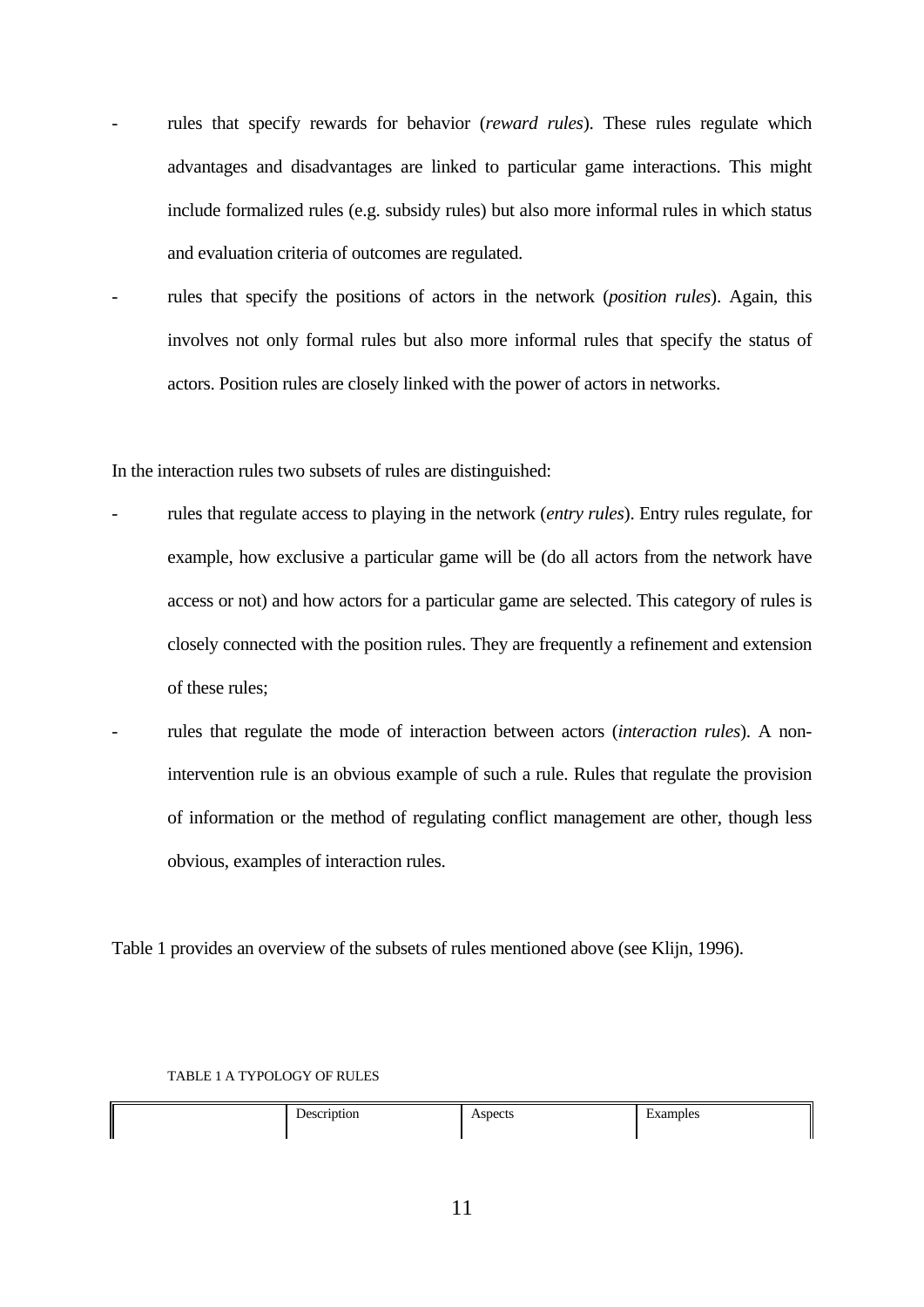- rules that specify rewards for behavior (*reward rules*). These rules regulate which advantages and disadvantages are linked to particular game interactions. This might include formalized rules (e.g. subsidy rules) but also more informal rules in which status and evaluation criteria of outcomes are regulated.
- rules that specify the positions of actors in the network (*position rules*). Again, this involves not only formal rules but also more informal rules that specify the status of actors. Position rules are closely linked with the power of actors in networks.

In the interaction rules two subsets of rules are distinguished:

- rules that regulate access to playing in the network (*entry rules*). Entry rules regulate, for example, how exclusive a particular game will be (do all actors from the network have access or not) and how actors for a particular game are selected. This category of rules is closely connected with the position rules. They are frequently a refinement and extension of these rules;
- rules that regulate the mode of interaction between actors (*interaction rules*). A non-intervention rule is an obvious example of such a rule. Rules that regulate the provision of information or the method of regulating conflict management are other, though less obvious, examples of interaction rules.

Table 1 provides an overview of the subsets of rules mentioned above (see Klijn, 1996).

TABLE 1 A TYPOLOGY OF RULES

| | Description | Aspects | Examples |
|---|---|---|---|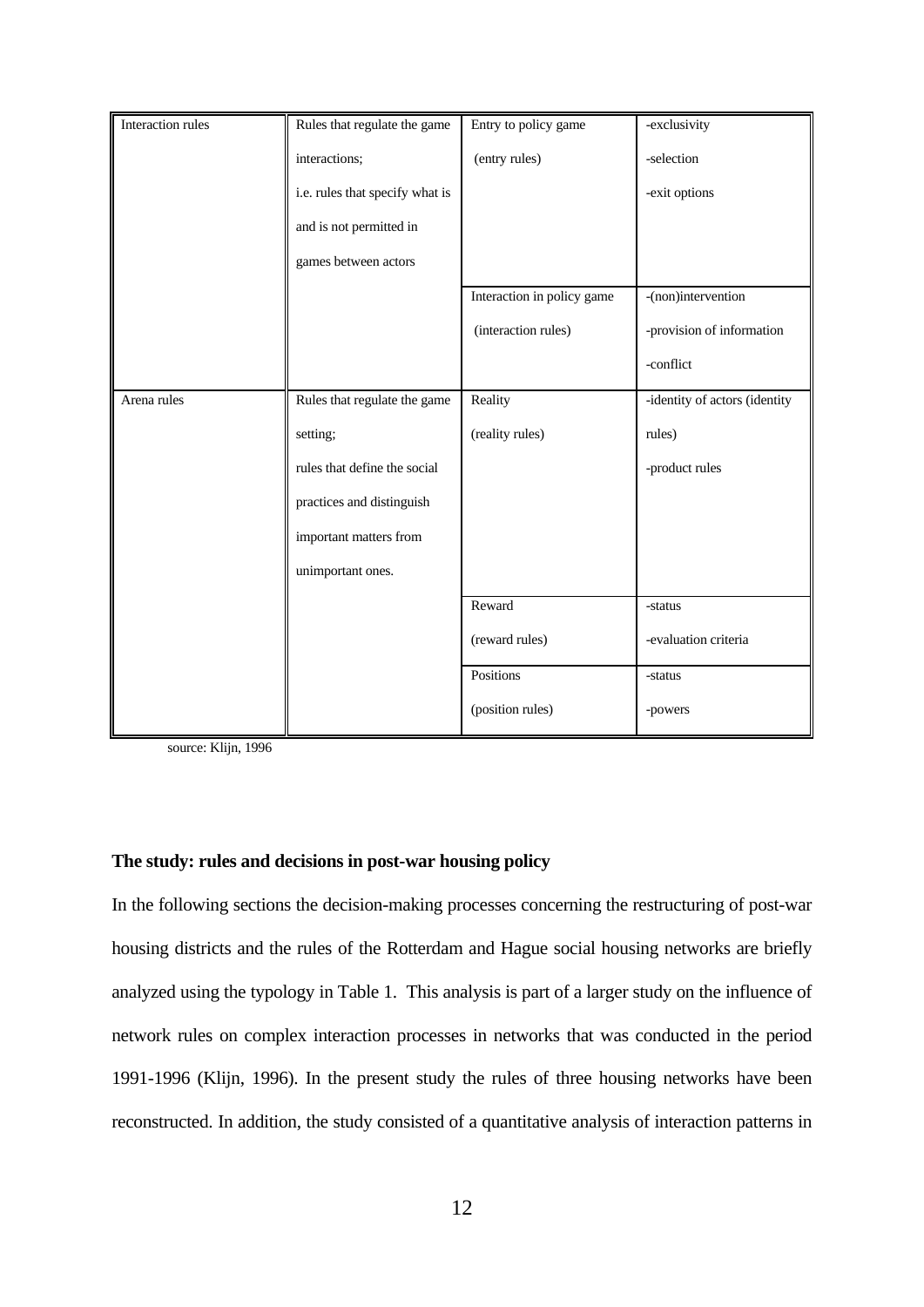| | | | |
|---|---|---|---|
| Interaction rules | Rules that regulate the game interactions; i.e. rules that specify what is and is not permitted in games between actors | Entry to policy game (entry rules) | -exclusivity -selection -exit options |
| | | Interaction in policy game (interaction rules) | -(non)intervention -provision of information -conflict |
| Arena rules | Rules that regulate the game setting; rules that define the social practices and distinguish important matters from unimportant ones. | Reality (reality rules) | -identity of actors (identity rules) -product rules |
| | | Reward (reward rules) | -status -evaluation criteria |
| | | Positions (position rules) | -status -powers |

source: Klijn, 1996

**The study: rules and decisions in post-war housing policy**

In the following sections the decision-making processes concerning the restructuring of post-war housing districts and the rules of the Rotterdam and Hague social housing networks are briefly analyzed using the typology in Table 1. This analysis is part of a larger study on the influence of network rules on complex interaction processes in networks that was conducted in the period 1991-1996 (Klijn, 1996). In the present study the rules of three housing networks have been reconstructed. In addition, the study consisted of a quantitative analysis of interaction patterns in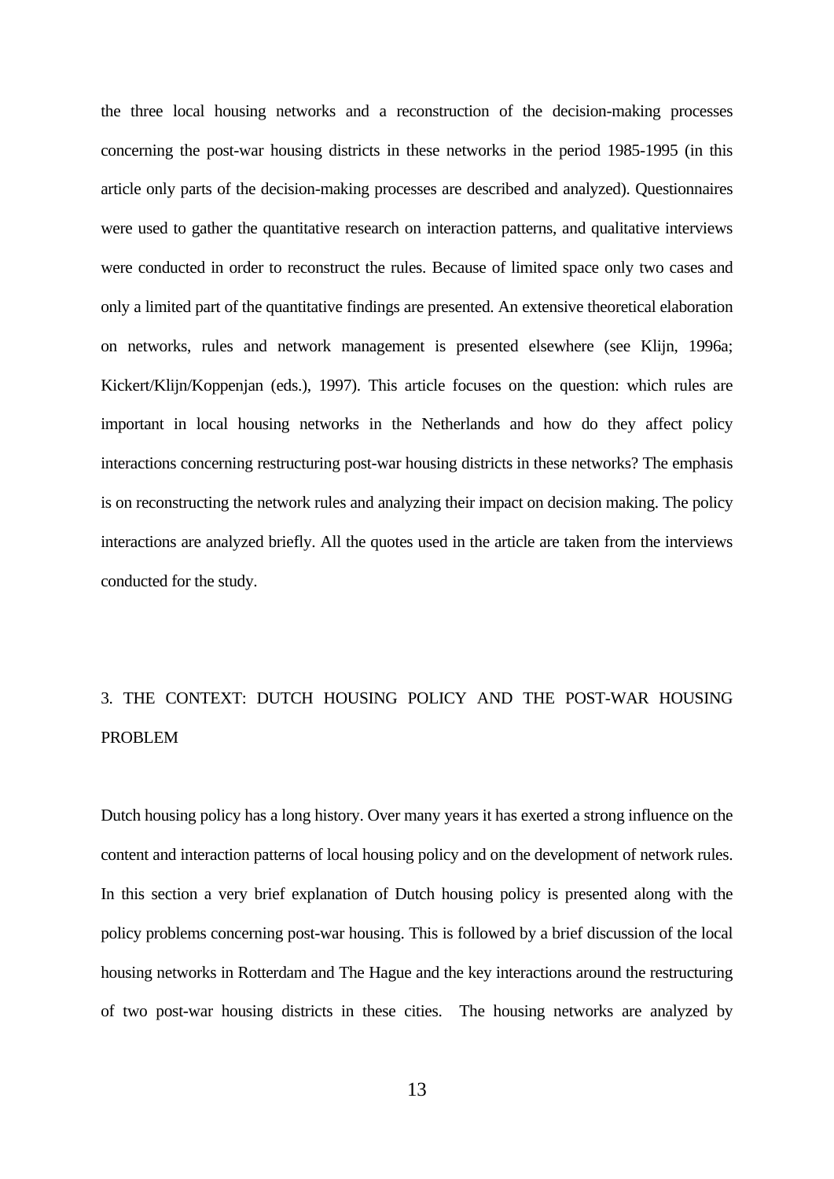the three local housing networks and a reconstruction of the decision-making processes concerning the post-war housing districts in these networks in the period 1985-1995 (in this article only parts of the decision-making processes are described and analyzed). Questionnaires were used to gather the quantitative research on interaction patterns, and qualitative interviews were conducted in order to reconstruct the rules. Because of limited space only two cases and only a limited part of the quantitative findings are presented. An extensive theoretical elaboration on networks, rules and network management is presented elsewhere (see Klijn, 1996a; Kickert/Klijn/Koppenjan (eds.), 1997). This article focuses on the question: which rules are important in local housing networks in the Netherlands and how do they affect policy interactions concerning restructuring post-war housing districts in these networks? The emphasis is on reconstructing the network rules and analyzing their impact on decision making. The policy interactions are analyzed briefly. All the quotes used in the article are taken from the interviews conducted for the study.

## 3. THE CONTEXT: DUTCH HOUSING POLICY AND THE POST-WAR HOUSING PROBLEM

Dutch housing policy has a long history. Over many years it has exerted a strong influence on the content and interaction patterns of local housing policy and on the development of network rules. In this section a very brief explanation of Dutch housing policy is presented along with the policy problems concerning post-war housing. This is followed by a brief discussion of the local housing networks in Rotterdam and The Hague and the key interactions around the restructuring of two post-war housing districts in these cities. The housing networks are analyzed by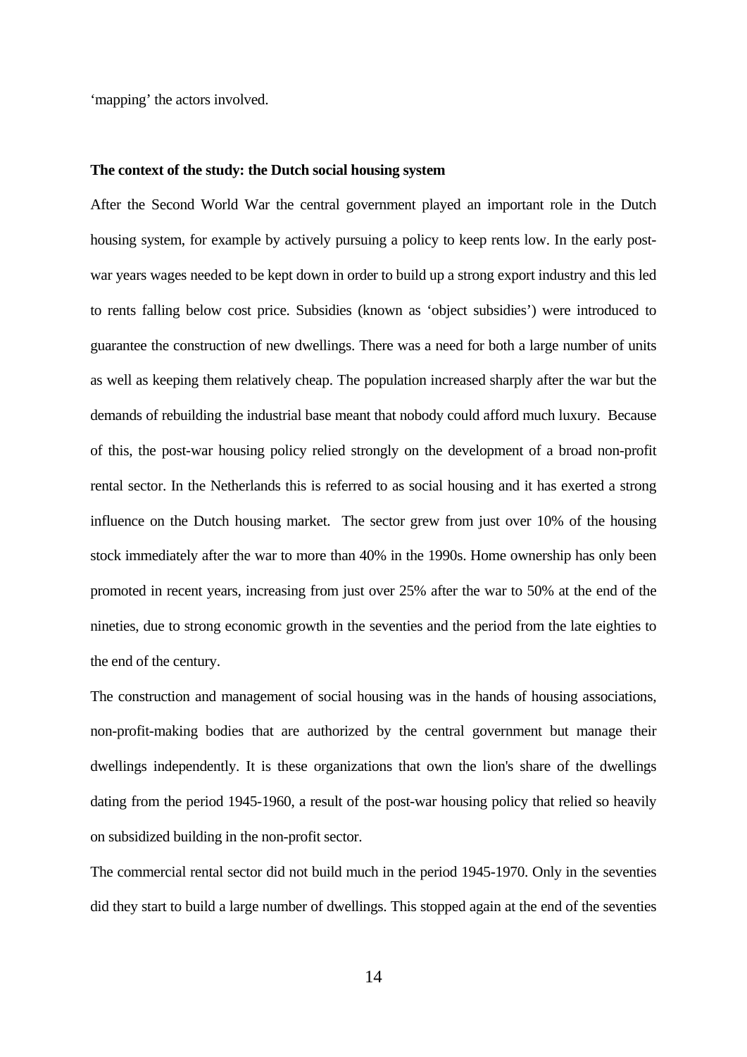'mapping' the actors involved.

**The context of the study: the Dutch social housing system**

After the Second World War the central government played an important role in the Dutch housing system, for example by actively pursuing a policy to keep rents low. In the early post-war years wages needed to be kept down in order to build up a strong export industry and this led to rents falling below cost price. Subsidies (known as 'object subsidies') were introduced to guarantee the construction of new dwellings. There was a need for both a large number of units as well as keeping them relatively cheap. The population increased sharply after the war but the demands of rebuilding the industrial base meant that nobody could afford much luxury. Because of this, the post-war housing policy relied strongly on the development of a broad non-profit rental sector. In the Netherlands this is referred to as social housing and it has exerted a strong influence on the Dutch housing market. The sector grew from just over 10% of the housing stock immediately after the war to more than 40% in the 1990s. Home ownership has only been promoted in recent years, increasing from just over 25% after the war to 50% at the end of the nineties, due to strong economic growth in the seventies and the period from the late eighties to the end of the century.

The construction and management of social housing was in the hands of housing associations, non-profit-making bodies that are authorized by the central government but manage their dwellings independently. It is these organizations that own the lion's share of the dwellings dating from the period 1945-1960, a result of the post-war housing policy that relied so heavily on subsidized building in the non-profit sector.

The commercial rental sector did not build much in the period 1945-1970. Only in the seventies did they start to build a large number of dwellings. This stopped again at the end of the seventies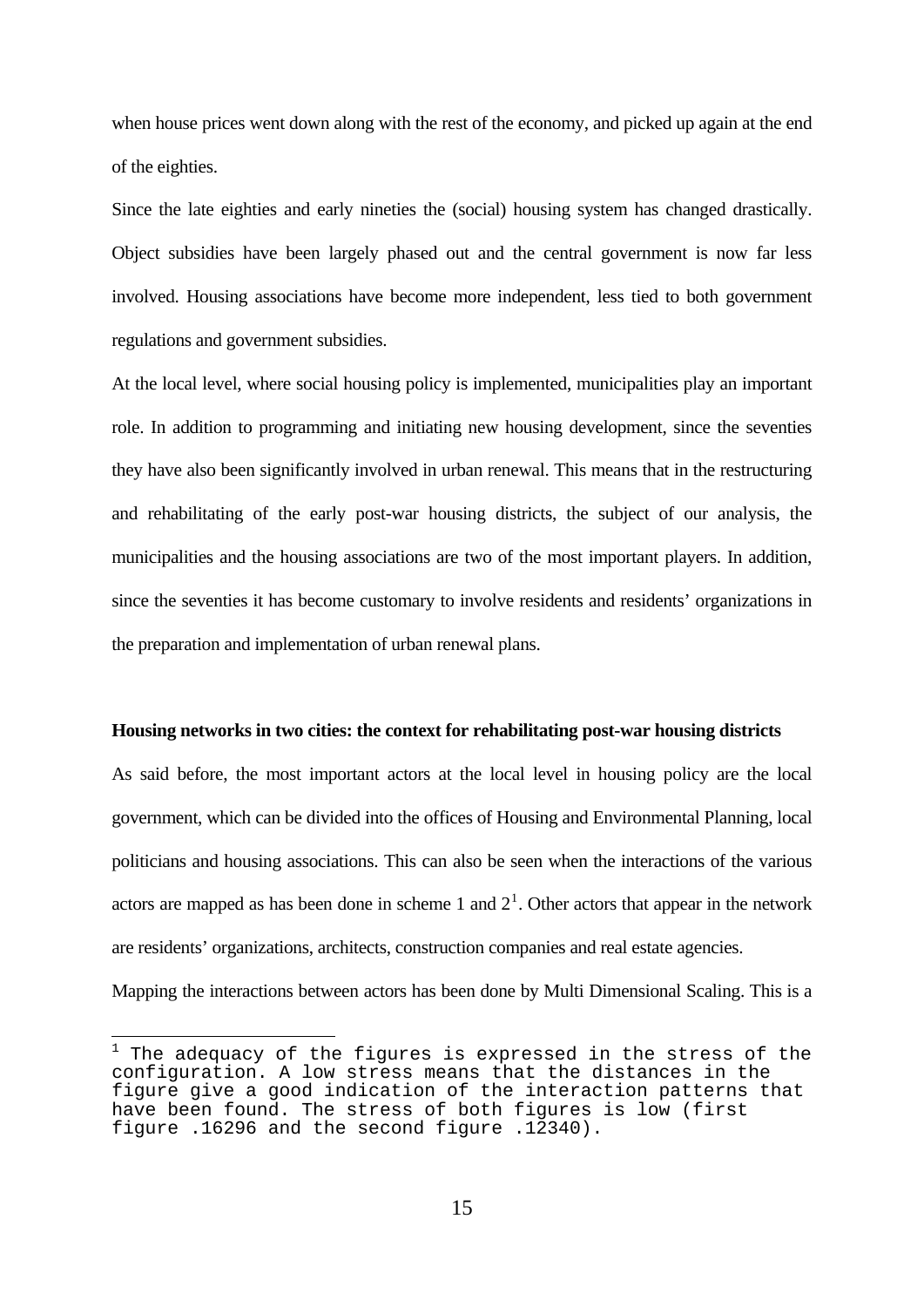when house prices went down along with the rest of the economy, and picked up again at the end of the eighties.

Since the late eighties and early nineties the (social) housing system has changed drastically. Object subsidies have been largely phased out and the central government is now far less involved. Housing associations have become more independent, less tied to both government regulations and government subsidies.

At the local level, where social housing policy is implemented, municipalities play an important role. In addition to programming and initiating new housing development, since the seventies they have also been significantly involved in urban renewal. This means that in the restructuring and rehabilitating of the early post-war housing districts, the subject of our analysis, the municipalities and the housing associations are two of the most important players. In addition, since the seventies it has become customary to involve residents and residents' organizations in the preparation and implementation of urban renewal plans.

**Housing networks in two cities: the context for rehabilitating post-war housing districts**

As said before, the most important actors at the local level in housing policy are the local government, which can be divided into the offices of Housing and Environmental Planning, local politicians and housing associations. This can also be seen when the interactions of the various actors are mapped as has been done in scheme 1 and 2[1]. Other actors that appear in the network are residents' organizations, architects, construction companies and real estate agencies.

Mapping the interactions between actors has been done by Multi Dimensional Scaling. This is a

---

[1] The adequacy of the figures is expressed in the stress of the configuration. A low stress means that the distances in the figure give a good indication of the interaction patterns that have been found. The stress of both figures is low (first figure .16296 and the second figure .12340).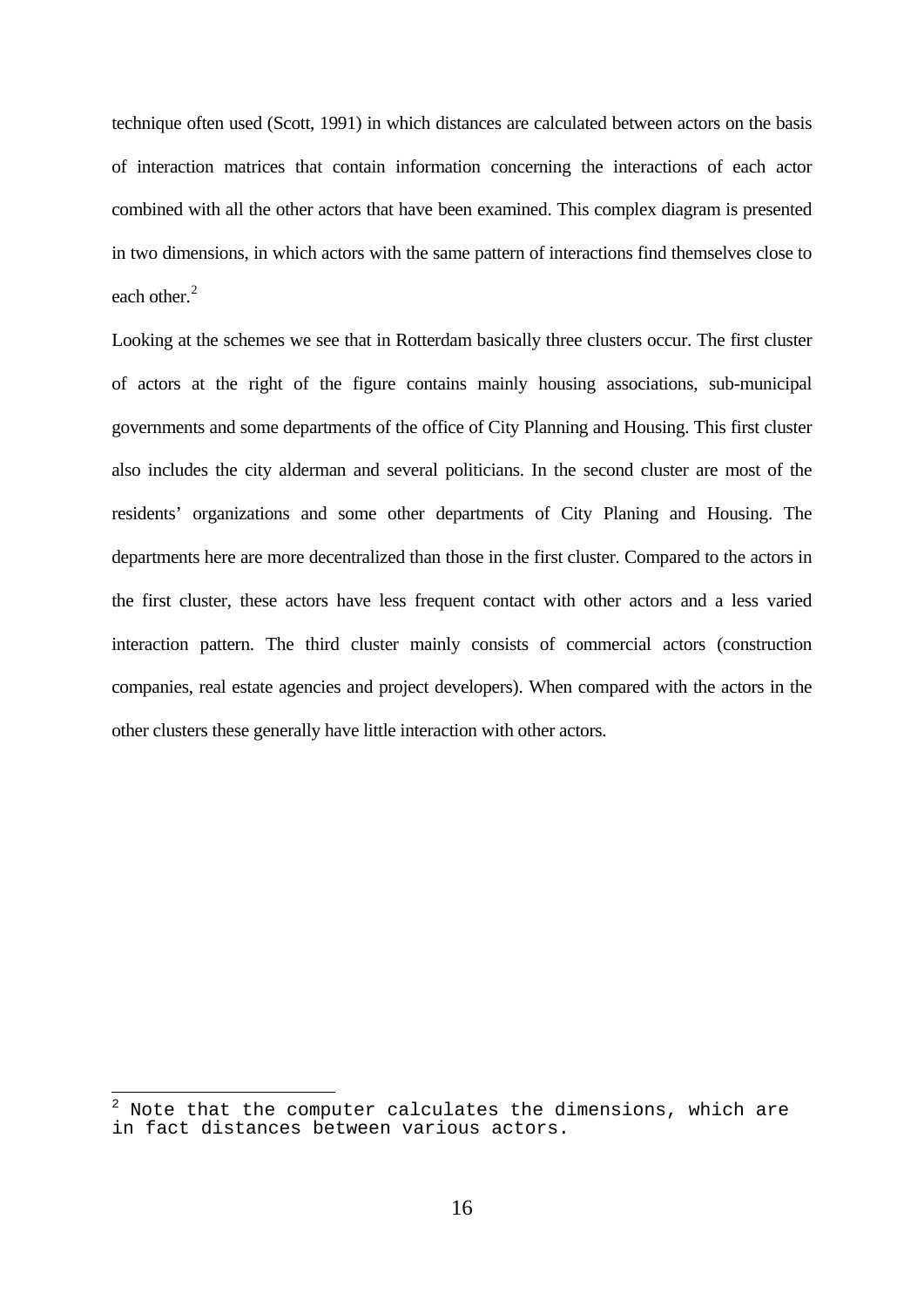technique often used (Scott, 1991) in which distances are calculated between actors on the basis of interaction matrices that contain information concerning the interactions of each actor combined with all the other actors that have been examined. This complex diagram is presented in two dimensions, in which actors with the same pattern of interactions find themselves close to each other.[2]

Looking at the schemes we see that in Rotterdam basically three clusters occur. The first cluster of actors at the right of the figure contains mainly housing associations, sub-municipal governments and some departments of the office of City Planning and Housing. This first cluster also includes the city alderman and several politicians. In the second cluster are most of the residents' organizations and some other departments of City Planing and Housing. The departments here are more decentralized than those in the first cluster. Compared to the actors in the first cluster, these actors have less frequent contact with other actors and a less varied interaction pattern. The third cluster mainly consists of commercial actors (construction companies, real estate agencies and project developers). When compared with the actors in the other clusters these generally have little interaction with other actors.

---

[2] Note that the computer calculates the dimensions, which are in fact distances between various actors.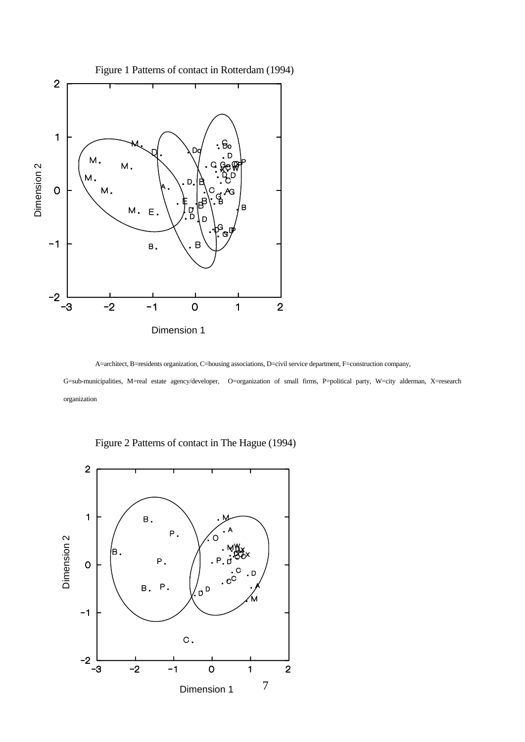Figure 1 Patterns of contact in Rotterdam (1994)

A=architect, B=residents organization, C=housing associations, D=civil service department, F=construction company, G=sub-municipalities, M=real estate agency/developer, O=organization of small firms, P=political party, W=city alderman, X=research organization

Figure 2 Patterns of contact in The Hague (1994)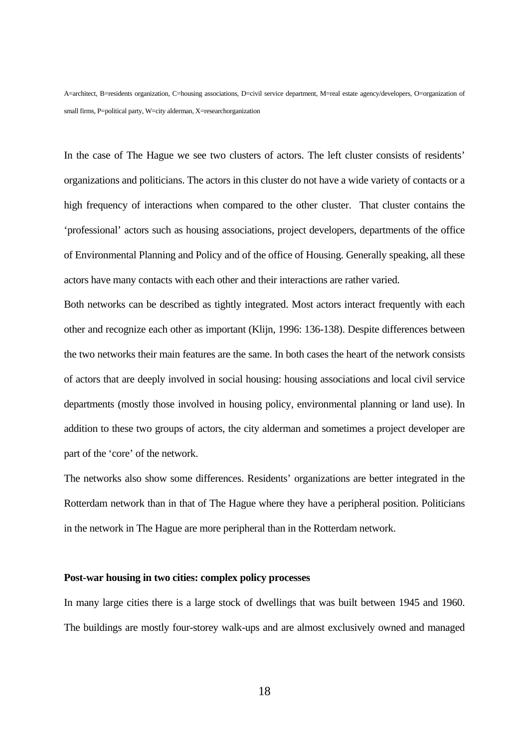A=architect, B=residents organization, C=housing associations, D=civil service department, M=real estate agency/developers, O=organization of small firms, P=political party, W=city alderman, X=researchorganization

In the case of The Hague we see two clusters of actors. The left cluster consists of residents' organizations and politicians. The actors in this cluster do not have a wide variety of contacts or a high frequency of interactions when compared to the other cluster. That cluster contains the 'professional' actors such as housing associations, project developers, departments of the office of Environmental Planning and Policy and of the office of Housing. Generally speaking, all these actors have many contacts with each other and their interactions are rather varied.

Both networks can be described as tightly integrated. Most actors interact frequently with each other and recognize each other as important (Klijn, 1996: 136-138). Despite differences between the two networks their main features are the same. In both cases the heart of the network consists of actors that are deeply involved in social housing: housing associations and local civil service departments (mostly those involved in housing policy, environmental planning or land use). In addition to these two groups of actors, the city alderman and sometimes a project developer are part of the 'core' of the network.

The networks also show some differences. Residents' organizations are better integrated in the Rotterdam network than in that of The Hague where they have a peripheral position. Politicians in the network in The Hague are more peripheral than in the Rotterdam network.

**Post-war housing in two cities: complex policy processes**

In many large cities there is a large stock of dwellings that was built between 1945 and 1960. The buildings are mostly four-storey walk-ups and are almost exclusively owned and managed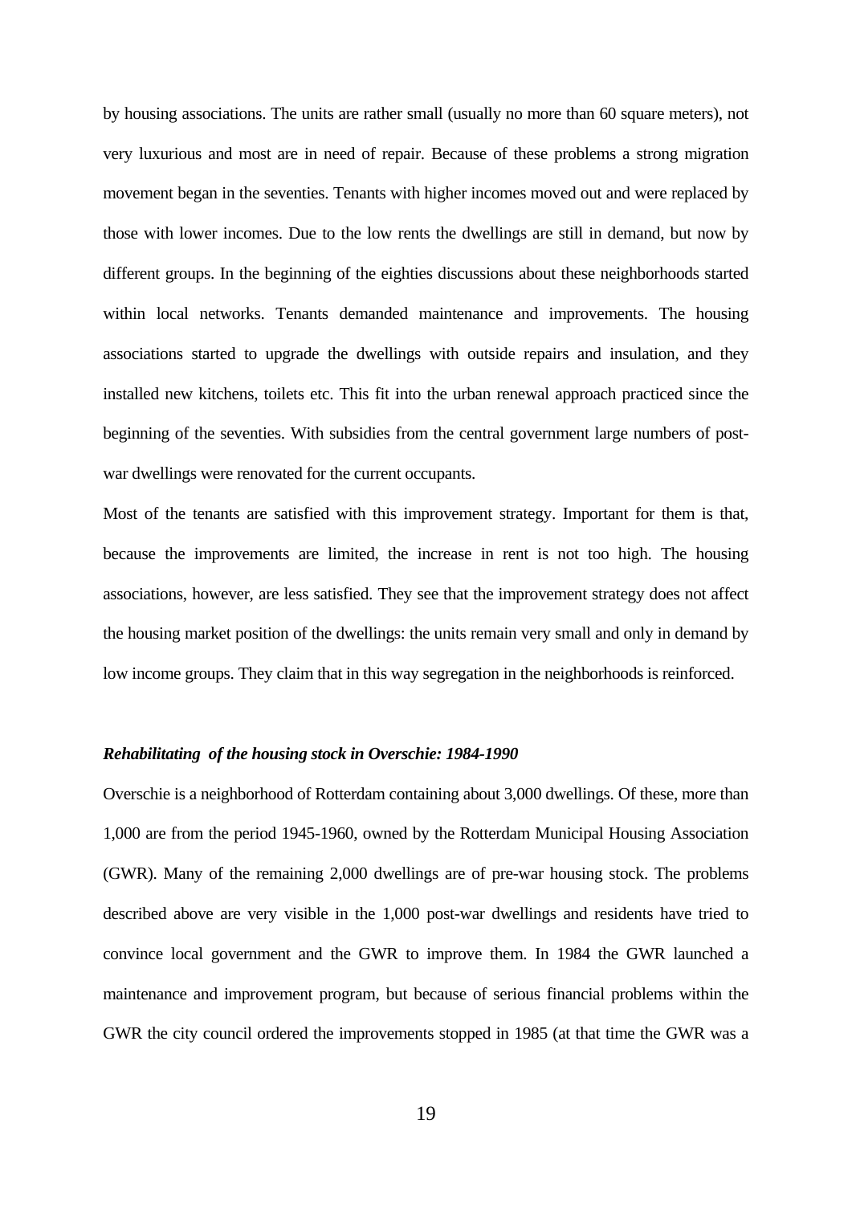by housing associations. The units are rather small (usually no more than 60 square meters), not very luxurious and most are in need of repair. Because of these problems a strong migration movement began in the seventies. Tenants with higher incomes moved out and were replaced by those with lower incomes. Due to the low rents the dwellings are still in demand, but now by different groups. In the beginning of the eighties discussions about these neighborhoods started within local networks. Tenants demanded maintenance and improvements. The housing associations started to upgrade the dwellings with outside repairs and insulation, and they installed new kitchens, toilets etc. This fit into the urban renewal approach practiced since the beginning of the seventies. With subsidies from the central government large numbers of post-war dwellings were renovated for the current occupants.

Most of the tenants are satisfied with this improvement strategy. Important for them is that, because the improvements are limited, the increase in rent is not too high. The housing associations, however, are less satisfied. They see that the improvement strategy does not affect the housing market position of the dwellings: the units remain very small and only in demand by low income groups. They claim that in this way segregation in the neighborhoods is reinforced.

### *Rehabilitating of the housing stock in Overschie: 1984-1990*

Overschie is a neighborhood of Rotterdam containing about 3,000 dwellings. Of these, more than 1,000 are from the period 1945-1960, owned by the Rotterdam Municipal Housing Association (GWR). Many of the remaining 2,000 dwellings are of pre-war housing stock. The problems described above are very visible in the 1,000 post-war dwellings and residents have tried to convince local government and the GWR to improve them. In 1984 the GWR launched a maintenance and improvement program, but because of serious financial problems within the GWR the city council ordered the improvements stopped in 1985 (at that time the GWR was a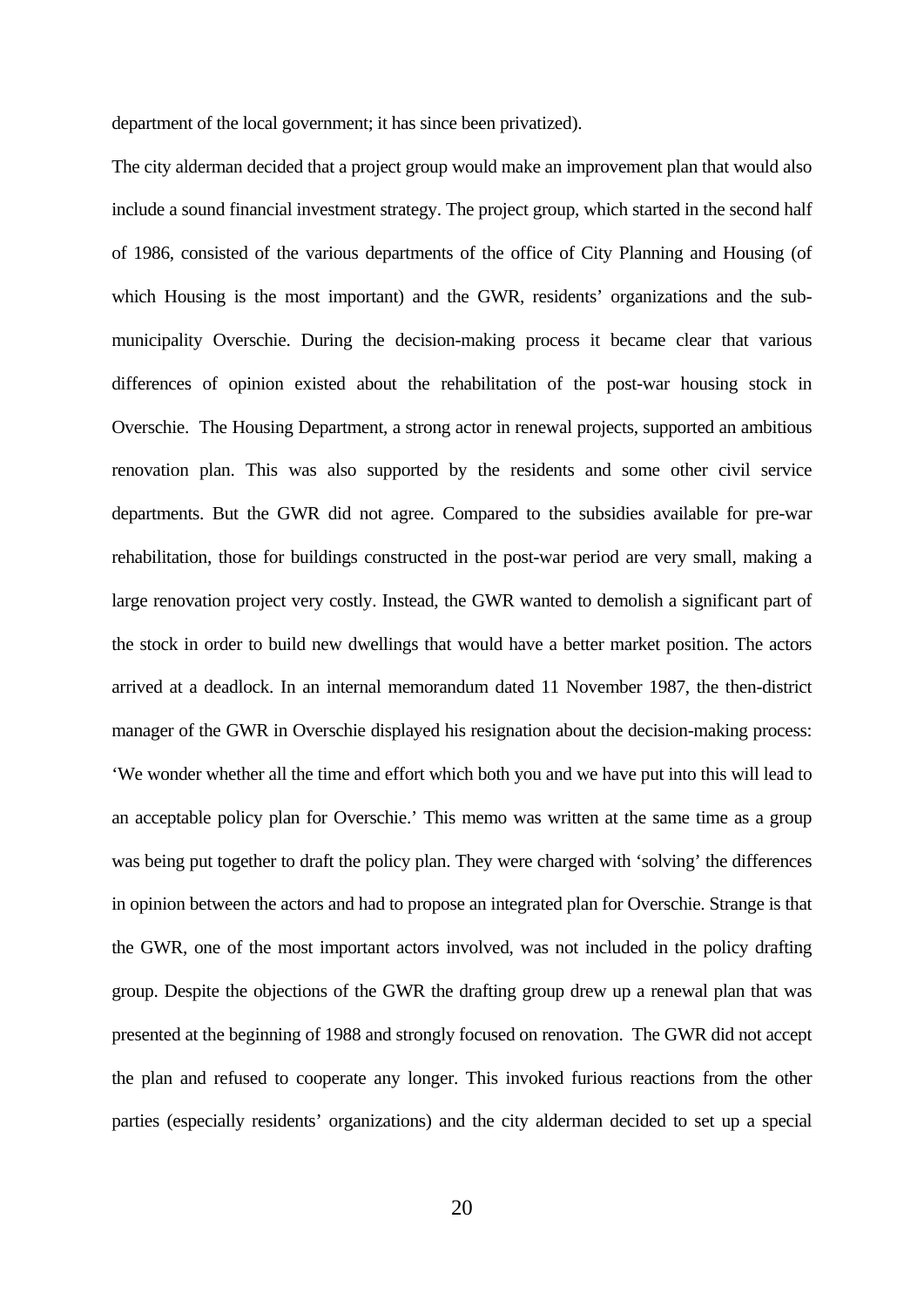department of the local government; it has since been privatized).

The city alderman decided that a project group would make an improvement plan that would also include a sound financial investment strategy. The project group, which started in the second half of 1986, consisted of the various departments of the office of City Planning and Housing (of which Housing is the most important) and the GWR, residents' organizations and the sub-municipality Overschie. During the decision-making process it became clear that various differences of opinion existed about the rehabilitation of the post-war housing stock in Overschie. The Housing Department, a strong actor in renewal projects, supported an ambitious renovation plan. This was also supported by the residents and some other civil service departments. But the GWR did not agree. Compared to the subsidies available for pre-war rehabilitation, those for buildings constructed in the post-war period are very small, making a large renovation project very costly. Instead, the GWR wanted to demolish a significant part of the stock in order to build new dwellings that would have a better market position. The actors arrived at a deadlock. In an internal memorandum dated 11 November 1987, the then-district manager of the GWR in Overschie displayed his resignation about the decision-making process: 'We wonder whether all the time and effort which both you and we have put into this will lead to an acceptable policy plan for Overschie.' This memo was written at the same time as a group was being put together to draft the policy plan. They were charged with 'solving' the differences in opinion between the actors and had to propose an integrated plan for Overschie. Strange is that the GWR, one of the most important actors involved, was not included in the policy drafting group. Despite the objections of the GWR the drafting group drew up a renewal plan that was presented at the beginning of 1988 and strongly focused on renovation. The GWR did not accept the plan and refused to cooperate any longer. This invoked furious reactions from the other parties (especially residents' organizations) and the city alderman decided to set up a special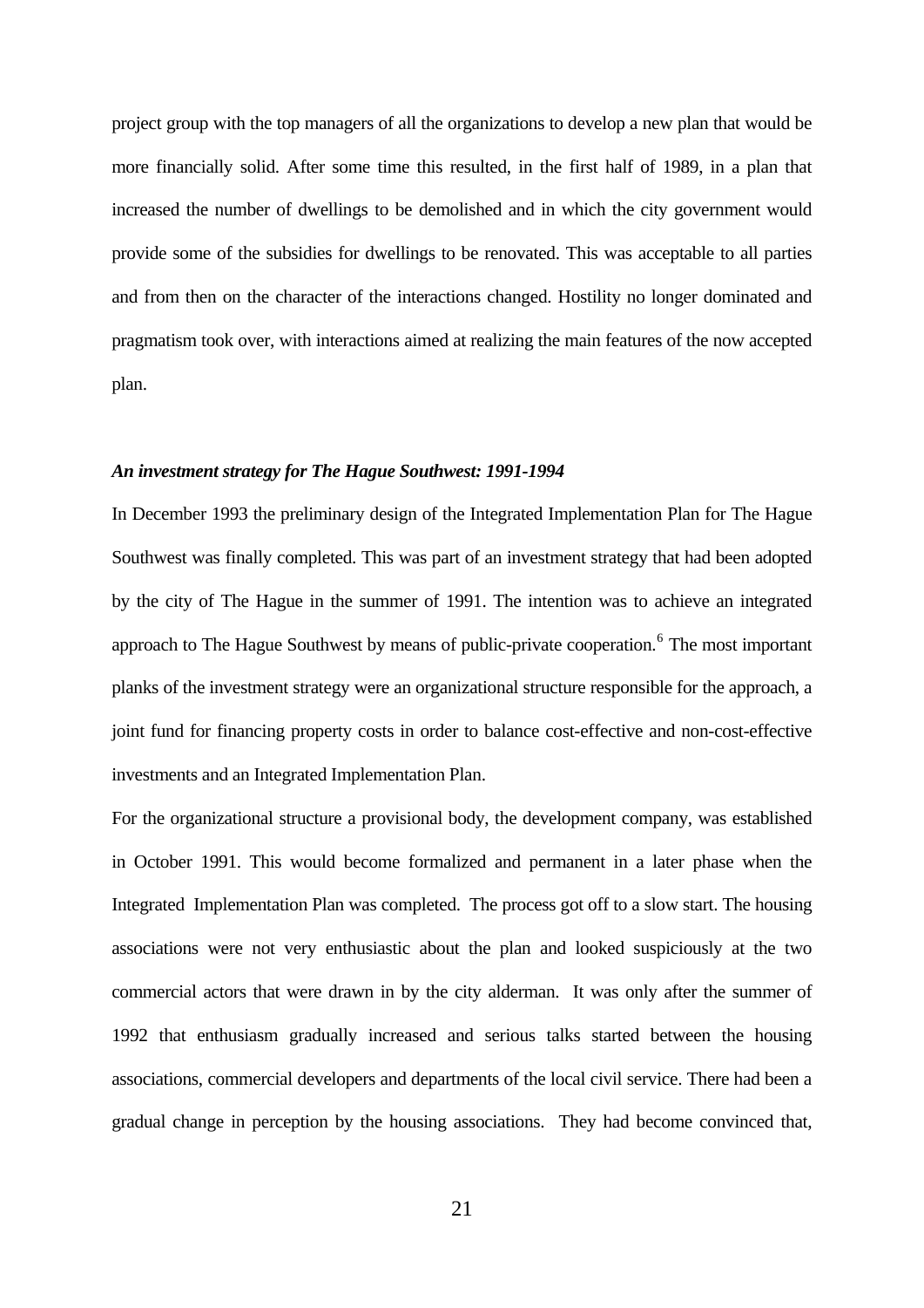project group with the top managers of all the organizations to develop a new plan that would be more financially solid. After some time this resulted, in the first half of 1989, in a plan that increased the number of dwellings to be demolished and in which the city government would provide some of the subsidies for dwellings to be renovated. This was acceptable to all parties and from then on the character of the interactions changed. Hostility no longer dominated and pragmatism took over, with interactions aimed at realizing the main features of the now accepted plan.

### *An investment strategy for The Hague Southwest: 1991-1994*

In December 1993 the preliminary design of the Integrated Implementation Plan for The Hague Southwest was finally completed. This was part of an investment strategy that had been adopted by the city of The Hague in the summer of 1991. The intention was to achieve an integrated approach to The Hague Southwest by means of public-private cooperation.[6] The most important planks of the investment strategy were an organizational structure responsible for the approach, a joint fund for financing property costs in order to balance cost-effective and non-cost-effective investments and an Integrated Implementation Plan.

For the organizational structure a provisional body, the development company, was established in October 1991. This would become formalized and permanent in a later phase when the Integrated Implementation Plan was completed. The process got off to a slow start. The housing associations were not very enthusiastic about the plan and looked suspiciously at the two commercial actors that were drawn in by the city alderman. It was only after the summer of 1992 that enthusiasm gradually increased and serious talks started between the housing associations, commercial developers and departments of the local civil service. There had been a gradual change in perception by the housing associations. They had become convinced that,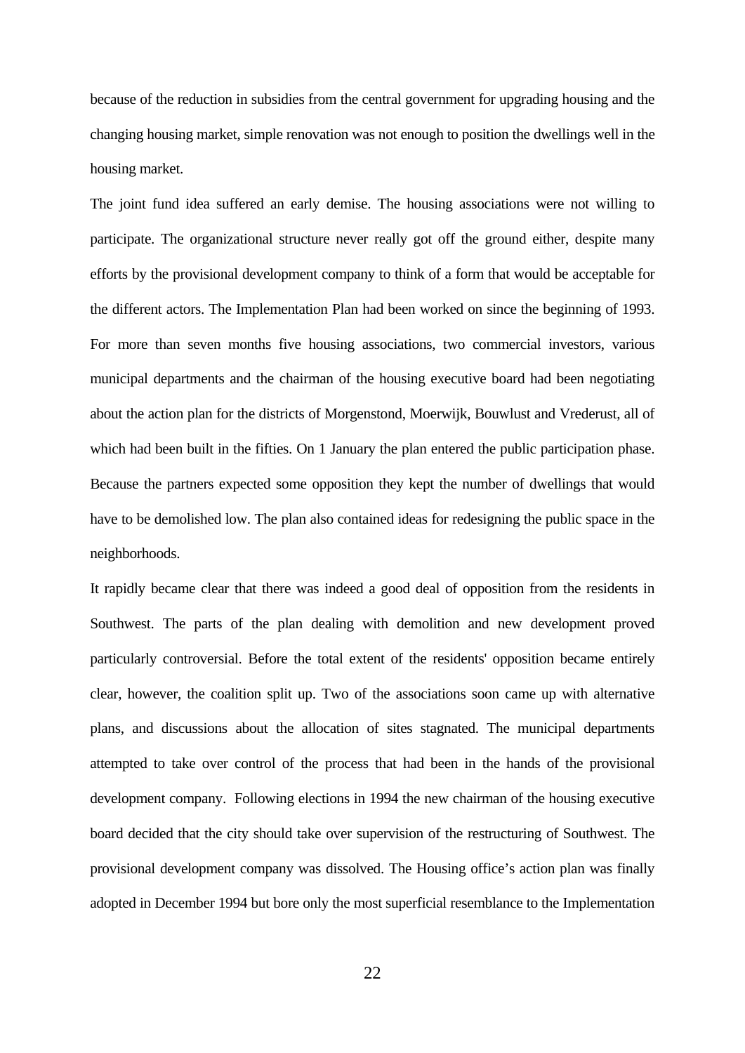because of the reduction in subsidies from the central government for upgrading housing and the changing housing market, simple renovation was not enough to position the dwellings well in the housing market.

The joint fund idea suffered an early demise. The housing associations were not willing to participate. The organizational structure never really got off the ground either, despite many efforts by the provisional development company to think of a form that would be acceptable for the different actors. The Implementation Plan had been worked on since the beginning of 1993. For more than seven months five housing associations, two commercial investors, various municipal departments and the chairman of the housing executive board had been negotiating about the action plan for the districts of Morgenstond, Moerwijk, Bouwlust and Vrederust, all of which had been built in the fifties. On 1 January the plan entered the public participation phase. Because the partners expected some opposition they kept the number of dwellings that would have to be demolished low. The plan also contained ideas for redesigning the public space in the neighborhoods.

It rapidly became clear that there was indeed a good deal of opposition from the residents in Southwest. The parts of the plan dealing with demolition and new development proved particularly controversial. Before the total extent of the residents' opposition became entirely clear, however, the coalition split up. Two of the associations soon came up with alternative plans, and discussions about the allocation of sites stagnated. The municipal departments attempted to take over control of the process that had been in the hands of the provisional development company. Following elections in 1994 the new chairman of the housing executive board decided that the city should take over supervision of the restructuring of Southwest. The provisional development company was dissolved. The Housing office's action plan was finally adopted in December 1994 but bore only the most superficial resemblance to the Implementation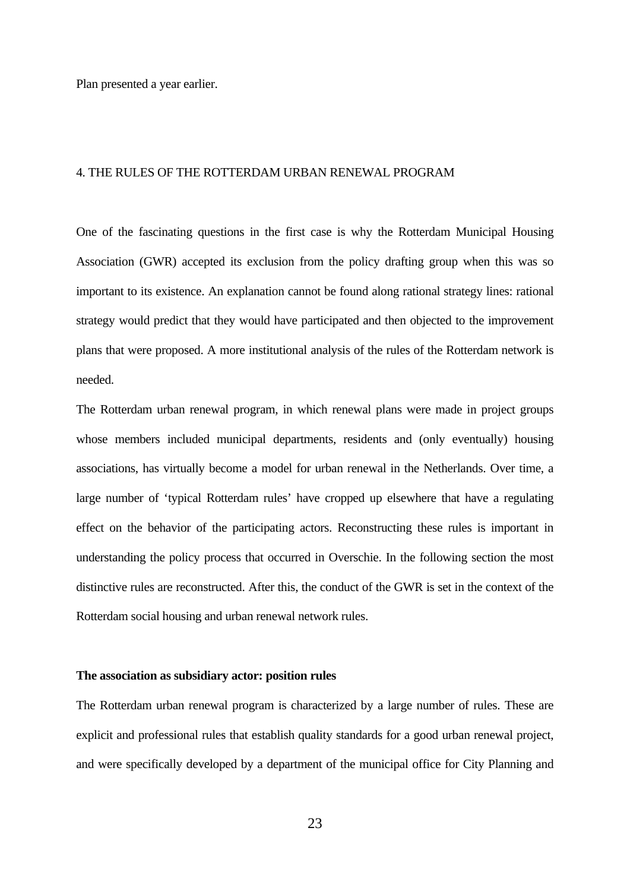Plan presented a year earlier.

## 4. THE RULES OF THE ROTTERDAM URBAN RENEWAL PROGRAM

One of the fascinating questions in the first case is why the Rotterdam Municipal Housing Association (GWR) accepted its exclusion from the policy drafting group when this was so important to its existence. An explanation cannot be found along rational strategy lines: rational strategy would predict that they would have participated and then objected to the improvement plans that were proposed. A more institutional analysis of the rules of the Rotterdam network is needed.

The Rotterdam urban renewal program, in which renewal plans were made in project groups whose members included municipal departments, residents and (only eventually) housing associations, has virtually become a model for urban renewal in the Netherlands. Over time, a large number of 'typical Rotterdam rules' have cropped up elsewhere that have a regulating effect on the behavior of the participating actors. Reconstructing these rules is important in understanding the policy process that occurred in Overschie. In the following section the most distinctive rules are reconstructed. After this, the conduct of the GWR is set in the context of the Rotterdam social housing and urban renewal network rules.

### The association as subsidiary actor: position rules

The Rotterdam urban renewal program is characterized by a large number of rules. These are explicit and professional rules that establish quality standards for a good urban renewal project, and were specifically developed by a department of the municipal office for City Planning and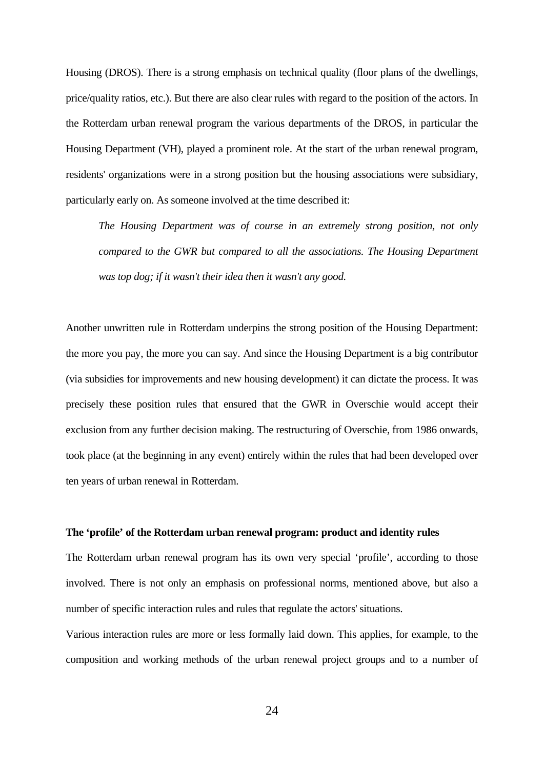Housing (DROS). There is a strong emphasis on technical quality (floor plans of the dwellings, price/quality ratios, etc.). But there are also clear rules with regard to the position of the actors. In the Rotterdam urban renewal program the various departments of the DROS, in particular the Housing Department (VH), played a prominent role. At the start of the urban renewal program, residents' organizations were in a strong position but the housing associations were subsidiary, particularly early on. As someone involved at the time described it:

> *The Housing Department was of course in an extremely strong position, not only compared to the GWR but compared to all the associations. The Housing Department was top dog; if it wasn't their idea then it wasn't any good.*

Another unwritten rule in Rotterdam underpins the strong position of the Housing Department: the more you pay, the more you can say. And since the Housing Department is a big contributor (via subsidies for improvements and new housing development) it can dictate the process. It was precisely these position rules that ensured that the GWR in Overschie would accept their exclusion from any further decision making. The restructuring of Overschie, from 1986 onwards, took place (at the beginning in any event) entirely within the rules that had been developed over ten years of urban renewal in Rotterdam.

**The 'profile' of the Rotterdam urban renewal program: product and identity rules**

The Rotterdam urban renewal program has its own very special 'profile', according to those involved. There is not only an emphasis on professional norms, mentioned above, but also a number of specific interaction rules and rules that regulate the actors' situations.

Various interaction rules are more or less formally laid down. This applies, for example, to the composition and working methods of the urban renewal project groups and to a number of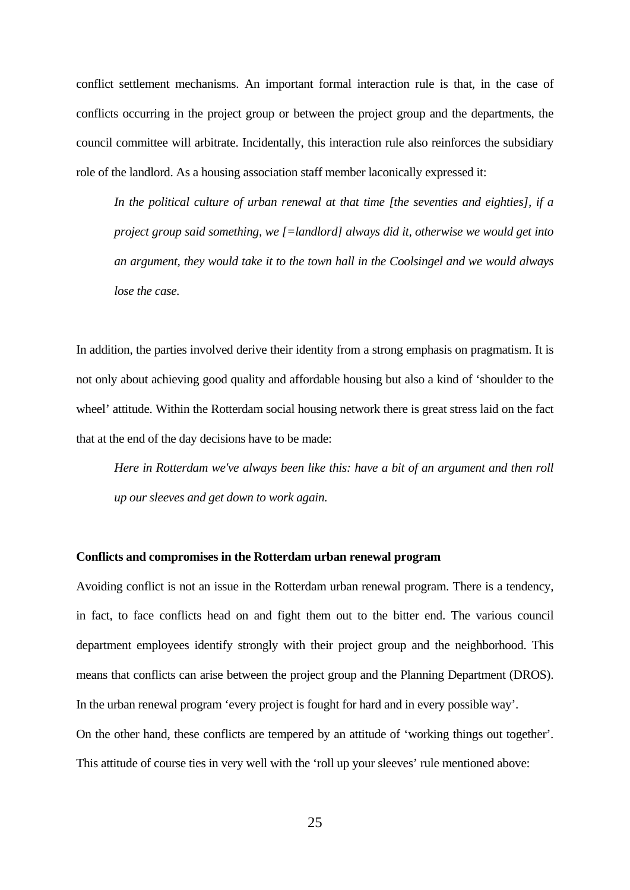conflict settlement mechanisms. An important formal interaction rule is that, in the case of conflicts occurring in the project group or between the project group and the departments, the council committee will arbitrate. Incidentally, this interaction rule also reinforces the subsidiary role of the landlord. As a housing association staff member laconically expressed it:

> *In the political culture of urban renewal at that time [the seventies and eighties], if a project group said something, we [=landlord] always did it, otherwise we would get into an argument, they would take it to the town hall in the Coolsingel and we would always lose the case.*

In addition, the parties involved derive their identity from a strong emphasis on pragmatism. It is not only about achieving good quality and affordable housing but also a kind of 'shoulder to the wheel' attitude. Within the Rotterdam social housing network there is great stress laid on the fact that at the end of the day decisions have to be made:

> *Here in Rotterdam we've always been like this: have a bit of an argument and then roll up our sleeves and get down to work again.*

### Conflicts and compromises in the Rotterdam urban renewal program

Avoiding conflict is not an issue in the Rotterdam urban renewal program. There is a tendency, in fact, to face conflicts head on and fight them out to the bitter end. The various council department employees identify strongly with their project group and the neighborhood. This means that conflicts can arise between the project group and the Planning Department (DROS). In the urban renewal program 'every project is fought for hard and in every possible way'.

On the other hand, these conflicts are tempered by an attitude of 'working things out together'. This attitude of course ties in very well with the 'roll up your sleeves' rule mentioned above: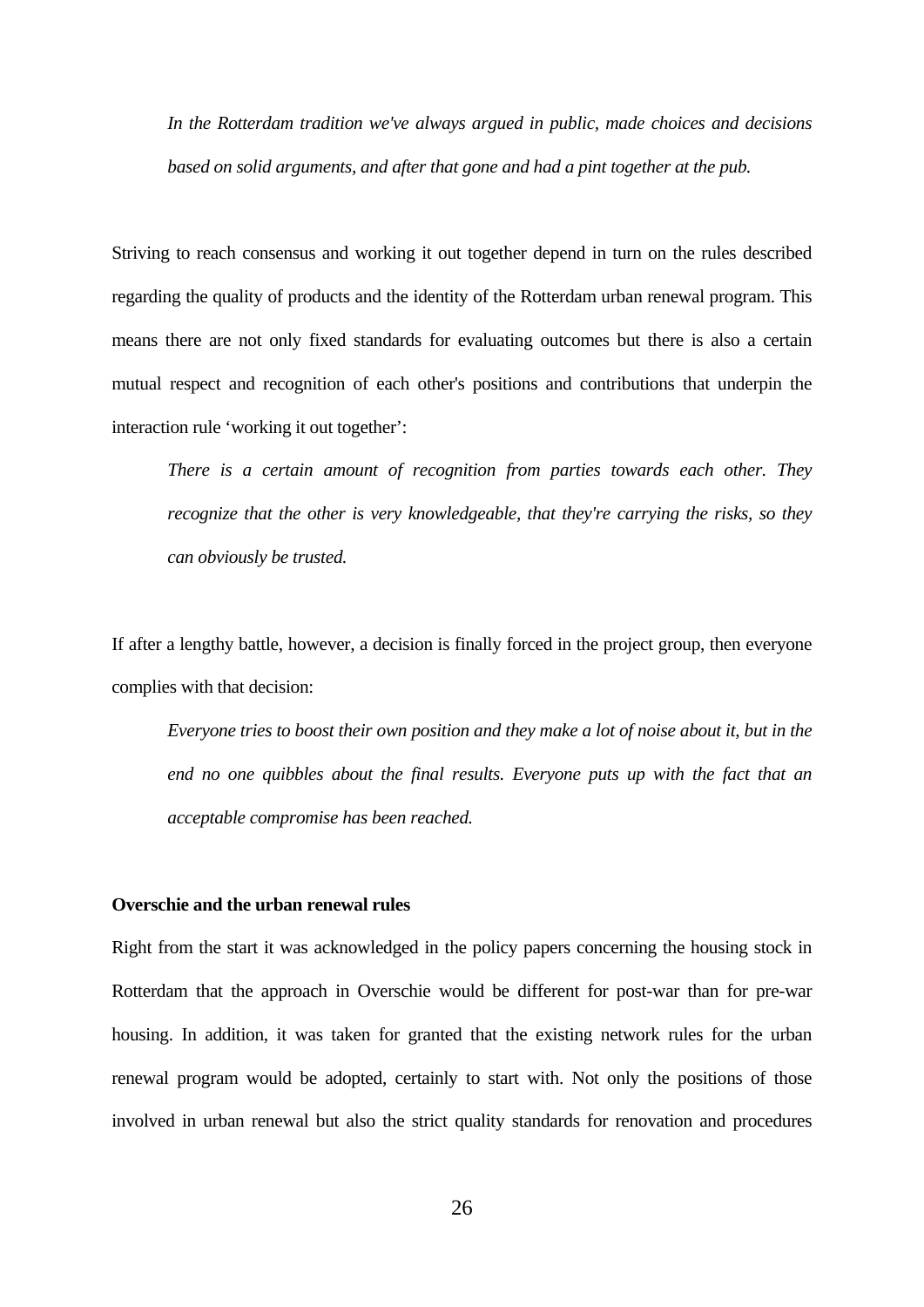> *In the Rotterdam tradition we've always argued in public, made choices and decisions based on solid arguments, and after that gone and had a pint together at the pub.*

Striving to reach consensus and working it out together depend in turn on the rules described regarding the quality of products and the identity of the Rotterdam urban renewal program. This means there are not only fixed standards for evaluating outcomes but there is also a certain mutual respect and recognition of each other's positions and contributions that underpin the interaction rule 'working it out together':

> *There is a certain amount of recognition from parties towards each other. They recognize that the other is very knowledgeable, that they're carrying the risks, so they can obviously be trusted.*

If after a lengthy battle, however, a decision is finally forced in the project group, then everyone complies with that decision:

> *Everyone tries to boost their own position and they make a lot of noise about it, but in the end no one quibbles about the final results. Everyone puts up with the fact that an acceptable compromise has been reached.*

**Overschie and the urban renewal rules**

Right from the start it was acknowledged in the policy papers concerning the housing stock in Rotterdam that the approach in Overschie would be different for post-war than for pre-war housing. In addition, it was taken for granted that the existing network rules for the urban renewal program would be adopted, certainly to start with. Not only the positions of those involved in urban renewal but also the strict quality standards for renovation and procedures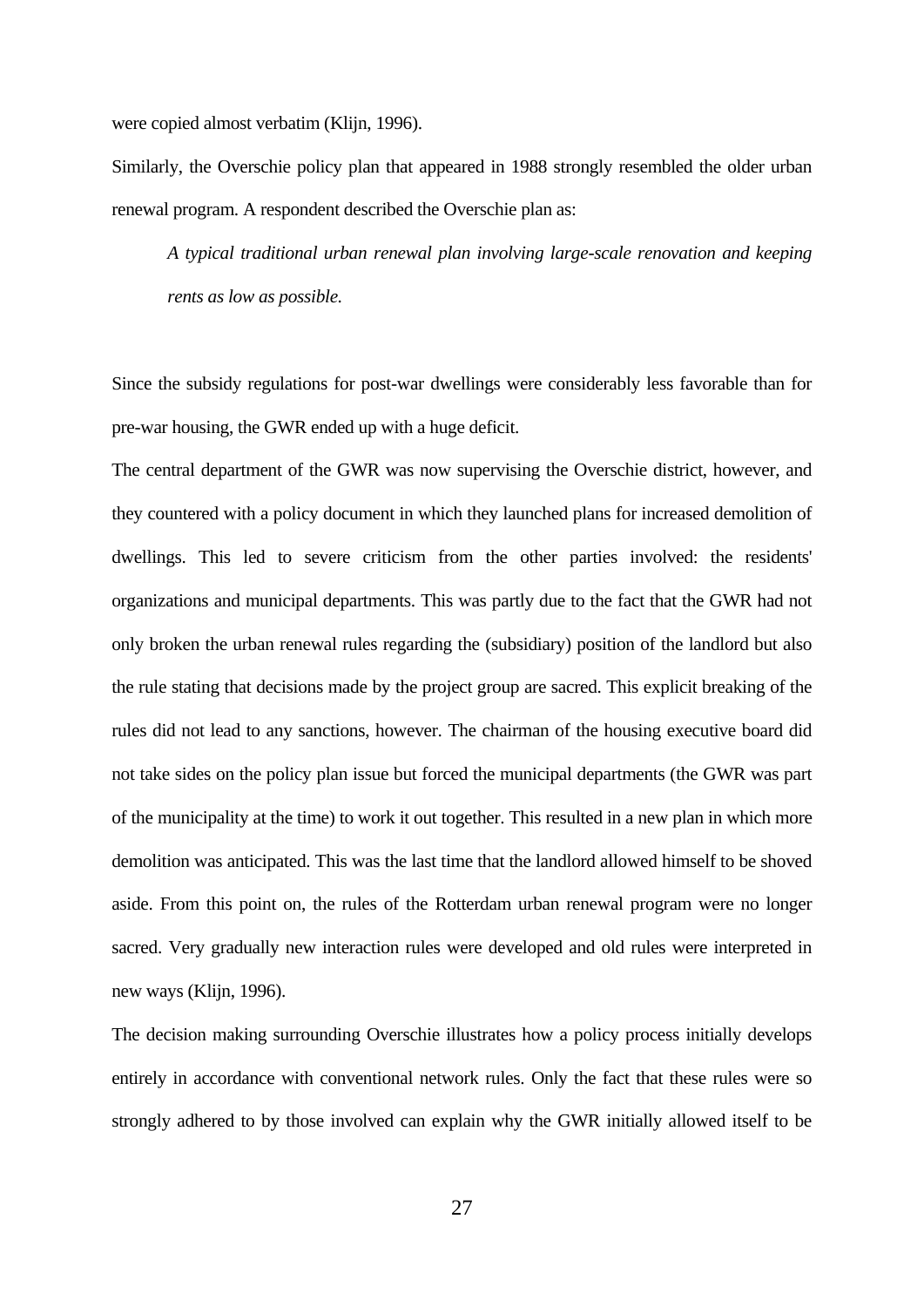were copied almost verbatim (Klijn, 1996).

Similarly, the Overschie policy plan that appeared in 1988 strongly resembled the older urban renewal program. A respondent described the Overschie plan as:

> *A typical traditional urban renewal plan involving large-scale renovation and keeping rents as low as possible.*

Since the subsidy regulations for post-war dwellings were considerably less favorable than for pre-war housing, the GWR ended up with a huge deficit.

The central department of the GWR was now supervising the Overschie district, however, and they countered with a policy document in which they launched plans for increased demolition of dwellings. This led to severe criticism from the other parties involved: the residents' organizations and municipal departments. This was partly due to the fact that the GWR had not only broken the urban renewal rules regarding the (subsidiary) position of the landlord but also the rule stating that decisions made by the project group are sacred. This explicit breaking of the rules did not lead to any sanctions, however. The chairman of the housing executive board did not take sides on the policy plan issue but forced the municipal departments (the GWR was part of the municipality at the time) to work it out together. This resulted in a new plan in which more demolition was anticipated. This was the last time that the landlord allowed himself to be shoved aside. From this point on, the rules of the Rotterdam urban renewal program were no longer sacred. Very gradually new interaction rules were developed and old rules were interpreted in new ways (Klijn, 1996).

The decision making surrounding Overschie illustrates how a policy process initially develops entirely in accordance with conventional network rules. Only the fact that these rules were so strongly adhered to by those involved can explain why the GWR initially allowed itself to be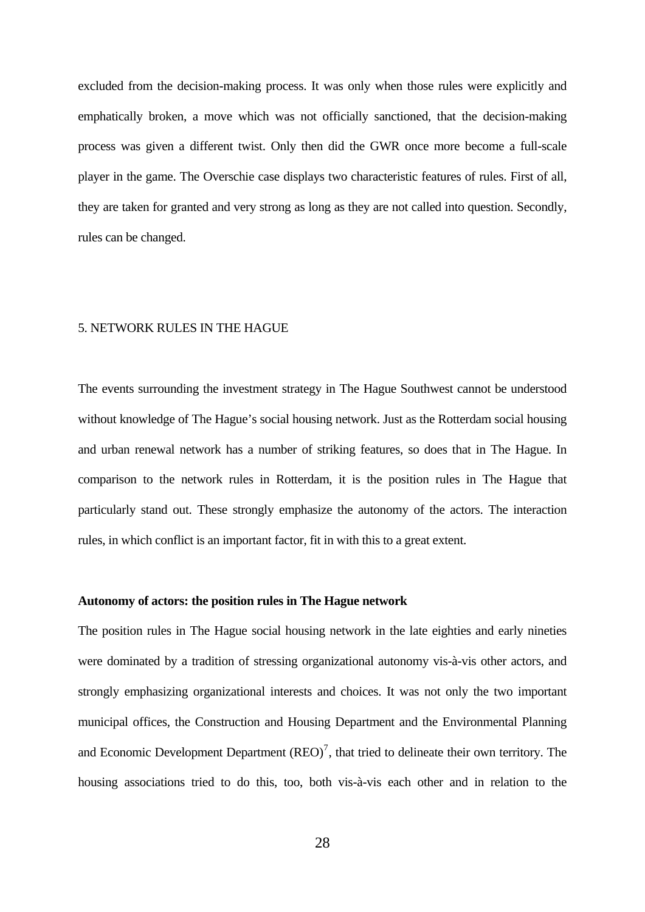excluded from the decision-making process. It was only when those rules were explicitly and emphatically broken, a move which was not officially sanctioned, that the decision-making process was given a different twist. Only then did the GWR once more become a full-scale player in the game. The Overschie case displays two characteristic features of rules. First of all, they are taken for granted and very strong as long as they are not called into question. Secondly, rules can be changed.

## 5. NETWORK RULES IN THE HAGUE

The events surrounding the investment strategy in The Hague Southwest cannot be understood without knowledge of The Hague's social housing network. Just as the Rotterdam social housing and urban renewal network has a number of striking features, so does that in The Hague. In comparison to the network rules in Rotterdam, it is the position rules in The Hague that particularly stand out. These strongly emphasize the autonomy of the actors. The interaction rules, in which conflict is an important factor, fit in with this to a great extent.

### Autonomy of actors: the position rules in The Hague network

The position rules in The Hague social housing network in the late eighties and early nineties were dominated by a tradition of stressing organizational autonomy vis-à-vis other actors, and strongly emphasizing organizational interests and choices. It was not only the two important municipal offices, the Construction and Housing Department and the Environmental Planning and Economic Development Department (REO)[7], that tried to delineate their own territory. The housing associations tried to do this, too, both vis-à-vis each other and in relation to the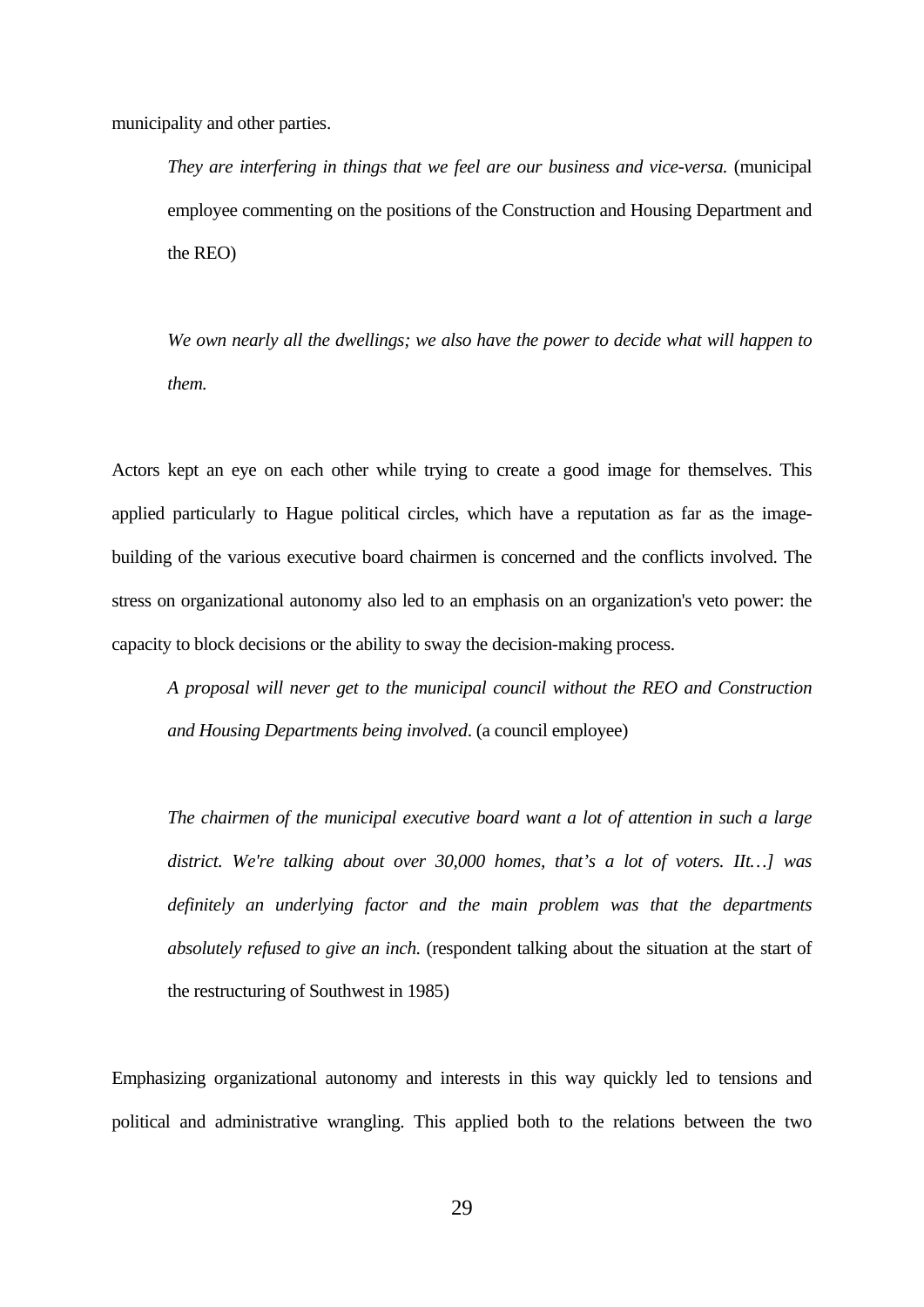municipality and other parties.

> *They are interfering in things that we feel are our business and vice-versa.* (municipal employee commenting on the positions of the Construction and Housing Department and the REO)
>
> *We own nearly all the dwellings; we also have the power to decide what will happen to them.*

Actors kept an eye on each other while trying to create a good image for themselves. This applied particularly to Hague political circles, which have a reputation as far as the image-building of the various executive board chairmen is concerned and the conflicts involved. The stress on organizational autonomy also led to an emphasis on an organization's veto power: the capacity to block decisions or the ability to sway the decision-making process.

> *A proposal will never get to the municipal council without the REO and Construction and Housing Departments being involved*. (a council employee)
>
> *The chairmen of the municipal executive board want a lot of attention in such a large district. We're talking about over 30,000 homes, that's a lot of voters. IIt…] was definitely an underlying factor and the main problem was that the departments absolutely refused to give an inch.* (respondent talking about the situation at the start of the restructuring of Southwest in 1985)

Emphasizing organizational autonomy and interests in this way quickly led to tensions and political and administrative wrangling. This applied both to the relations between the two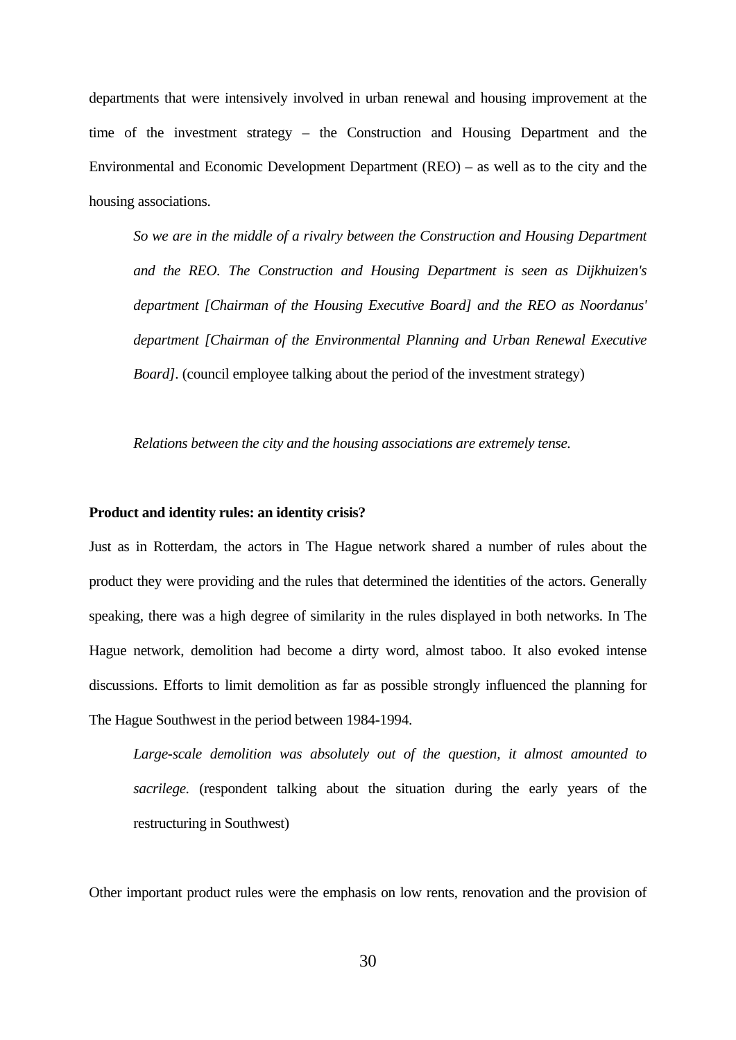departments that were intensively involved in urban renewal and housing improvement at the time of the investment strategy – the Construction and Housing Department and the Environmental and Economic Development Department (REO) – as well as to the city and the housing associations.

> *So we are in the middle of a rivalry between the Construction and Housing Department and the REO. The Construction and Housing Department is seen as Dijkhuizen's department [Chairman of the Housing Executive Board] and the REO as Noordanus' department [Chairman of the Environmental Planning and Urban Renewal Executive Board]*. (council employee talking about the period of the investment strategy)

> *Relations between the city and the housing associations are extremely tense.*

**Product and identity rules: an identity crisis?**

Just as in Rotterdam, the actors in The Hague network shared a number of rules about the product they were providing and the rules that determined the identities of the actors. Generally speaking, there was a high degree of similarity in the rules displayed in both networks. In The Hague network, demolition had become a dirty word, almost taboo. It also evoked intense discussions. Efforts to limit demolition as far as possible strongly influenced the planning for The Hague Southwest in the period between 1984-1994.

> *Large-scale demolition was absolutely out of the question, it almost amounted to sacrilege.* (respondent talking about the situation during the early years of the restructuring in Southwest)

Other important product rules were the emphasis on low rents, renovation and the provision of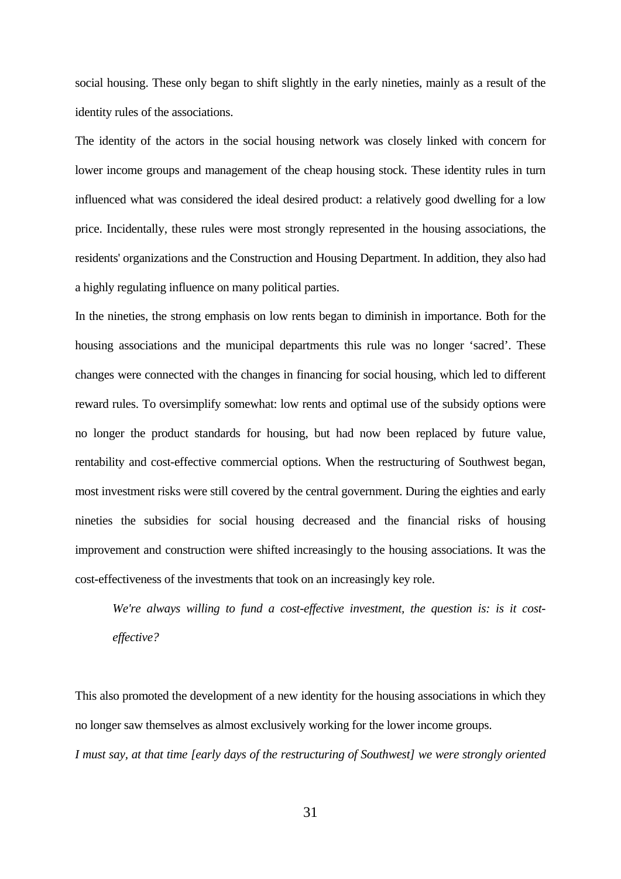social housing. These only began to shift slightly in the early nineties, mainly as a result of the identity rules of the associations.

The identity of the actors in the social housing network was closely linked with concern for lower income groups and management of the cheap housing stock. These identity rules in turn influenced what was considered the ideal desired product: a relatively good dwelling for a low price. Incidentally, these rules were most strongly represented in the housing associations, the residents' organizations and the Construction and Housing Department. In addition, they also had a highly regulating influence on many political parties.

In the nineties, the strong emphasis on low rents began to diminish in importance. Both for the housing associations and the municipal departments this rule was no longer 'sacred'. These changes were connected with the changes in financing for social housing, which led to different reward rules. To oversimplify somewhat: low rents and optimal use of the subsidy options were no longer the product standards for housing, but had now been replaced by future value, rentability and cost-effective commercial options. When the restructuring of Southwest began, most investment risks were still covered by the central government. During the eighties and early nineties the subsidies for social housing decreased and the financial risks of housing improvement and construction were shifted increasingly to the housing associations. It was the cost-effectiveness of the investments that took on an increasingly key role.

> *We're always willing to fund a cost-effective investment, the question is: is it cost-effective?*

This also promoted the development of a new identity for the housing associations in which they no longer saw themselves as almost exclusively working for the lower income groups.

*I must say, at that time [early days of the restructuring of Southwest] we were strongly oriented*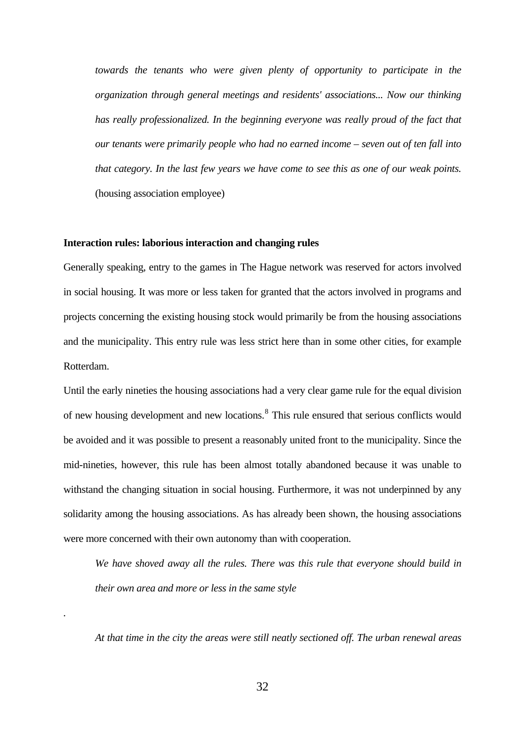*towards the tenants who were given plenty of opportunity to participate in the organization through general meetings and residents' associations... Now our thinking has really professionalized. In the beginning everyone was really proud of the fact that our tenants were primarily people who had no earned income – seven out of ten fall into that category. In the last few years we have come to see this as one of our weak points.* (housing association employee)

**Interaction rules: laborious interaction and changing rules**

Generally speaking, entry to the games in The Hague network was reserved for actors involved in social housing. It was more or less taken for granted that the actors involved in programs and projects concerning the existing housing stock would primarily be from the housing associations and the municipality. This entry rule was less strict here than in some other cities, for example Rotterdam.

Until the early nineties the housing associations had a very clear game rule for the equal division of new housing development and new locations.[8] This rule ensured that serious conflicts would be avoided and it was possible to present a reasonably united front to the municipality. Since the mid-nineties, however, this rule has been almost totally abandoned because it was unable to withstand the changing situation in social housing. Furthermore, it was not underpinned by any solidarity among the housing associations. As has already been shown, the housing associations were more concerned with their own autonomy than with cooperation.

*We have shoved away all the rules. There was this rule that everyone should build in their own area and more or less in the same style*

.

*At that time in the city the areas were still neatly sectioned off. The urban renewal areas*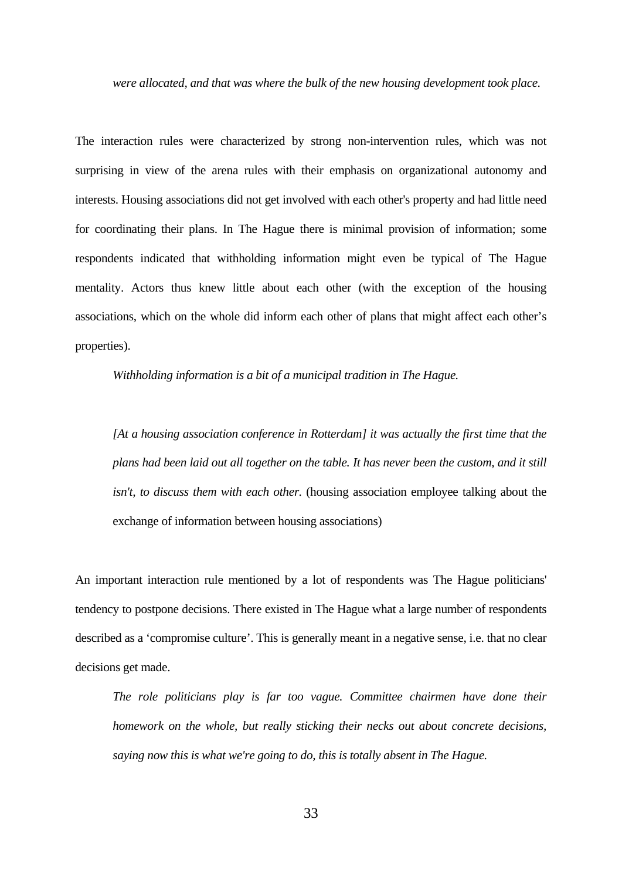*were allocated, and that was where the bulk of the new housing development took place.*

The interaction rules were characterized by strong non-intervention rules, which was not surprising in view of the arena rules with their emphasis on organizational autonomy and interests. Housing associations did not get involved with each other's property and had little need for coordinating their plans. In The Hague there is minimal provision of information; some respondents indicated that withholding information might even be typical of The Hague mentality. Actors thus knew little about each other (with the exception of the housing associations, which on the whole did inform each other of plans that might affect each other's properties).

> *Withholding information is a bit of a municipal tradition in The Hague.*
>
> *[At a housing association conference in Rotterdam] it was actually the first time that the plans had been laid out all together on the table. It has never been the custom, and it still isn't, to discuss them with each other.* (housing association employee talking about the exchange of information between housing associations)

An important interaction rule mentioned by a lot of respondents was The Hague politicians' tendency to postpone decisions. There existed in The Hague what a large number of respondents described as a 'compromise culture'. This is generally meant in a negative sense, i.e. that no clear decisions get made.

> *The role politicians play is far too vague. Committee chairmen have done their homework on the whole, but really sticking their necks out about concrete decisions, saying now this is what we're going to do, this is totally absent in The Hague.*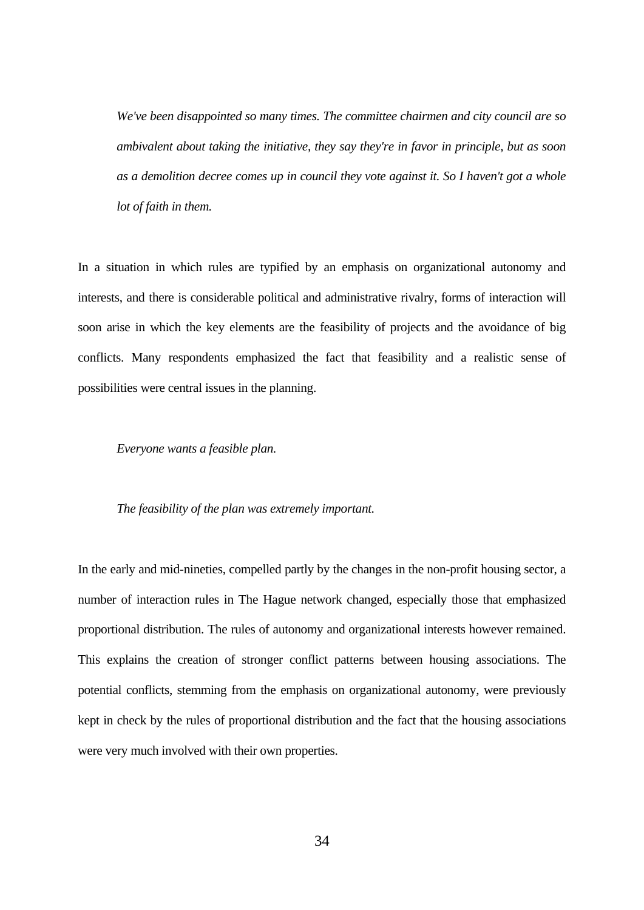> *We've been disappointed so many times. The committee chairmen and city council are so ambivalent about taking the initiative, they say they're in favor in principle, but as soon as a demolition decree comes up in council they vote against it. So I haven't got a whole lot of faith in them.*

In a situation in which rules are typified by an emphasis on organizational autonomy and interests, and there is considerable political and administrative rivalry, forms of interaction will soon arise in which the key elements are the feasibility of projects and the avoidance of big conflicts. Many respondents emphasized the fact that feasibility and a realistic sense of possibilities were central issues in the planning.

> *Everyone wants a feasible plan.*

> *The feasibility of the plan was extremely important.*

In the early and mid-nineties, compelled partly by the changes in the non-profit housing sector, a number of interaction rules in The Hague network changed, especially those that emphasized proportional distribution. The rules of autonomy and organizational interests however remained. This explains the creation of stronger conflict patterns between housing associations. The potential conflicts, stemming from the emphasis on organizational autonomy, were previously kept in check by the rules of proportional distribution and the fact that the housing associations were very much involved with their own properties.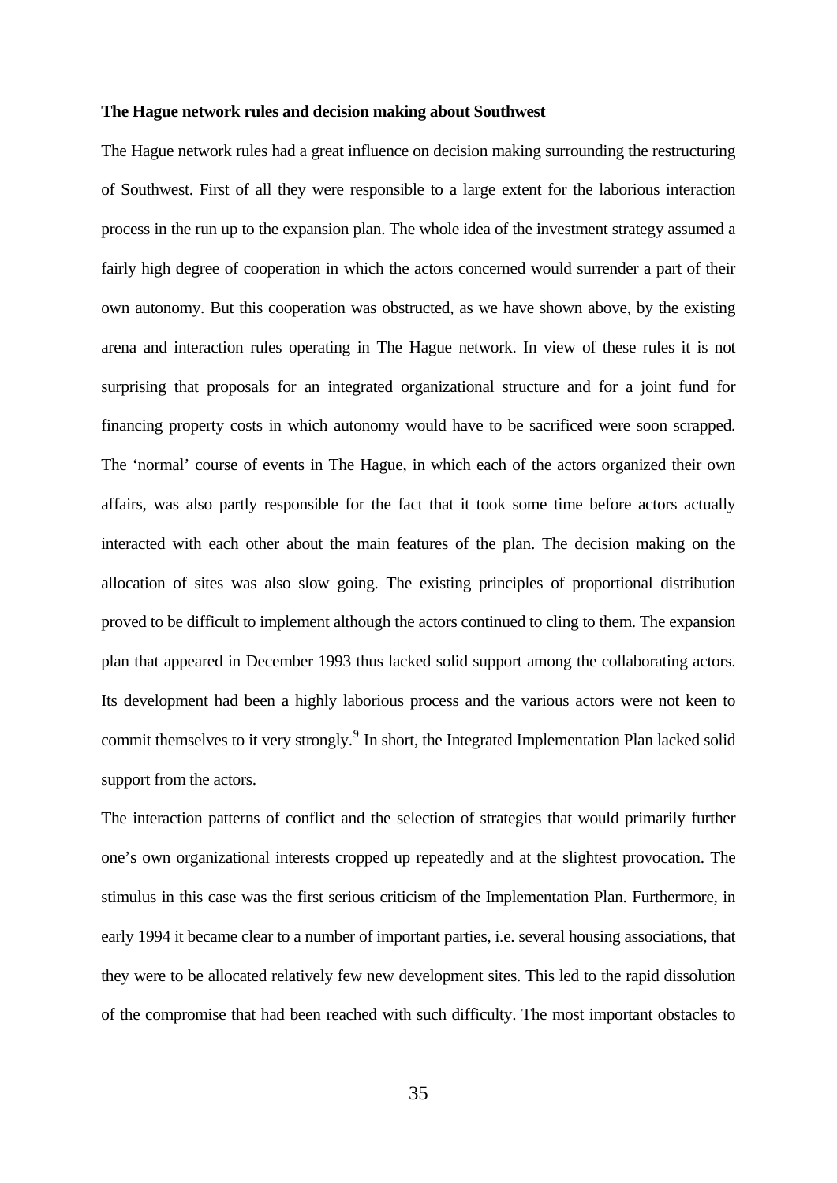**The Hague network rules and decision making about Southwest**

The Hague network rules had a great influence on decision making surrounding the restructuring of Southwest. First of all they were responsible to a large extent for the laborious interaction process in the run up to the expansion plan. The whole idea of the investment strategy assumed a fairly high degree of cooperation in which the actors concerned would surrender a part of their own autonomy. But this cooperation was obstructed, as we have shown above, by the existing arena and interaction rules operating in The Hague network. In view of these rules it is not surprising that proposals for an integrated organizational structure and for a joint fund for financing property costs in which autonomy would have to be sacrificed were soon scrapped. The 'normal' course of events in The Hague, in which each of the actors organized their own affairs, was also partly responsible for the fact that it took some time before actors actually interacted with each other about the main features of the plan. The decision making on the allocation of sites was also slow going. The existing principles of proportional distribution proved to be difficult to implement although the actors continued to cling to them. The expansion plan that appeared in December 1993 thus lacked solid support among the collaborating actors. Its development had been a highly laborious process and the various actors were not keen to commit themselves to it very strongly.[9] In short, the Integrated Implementation Plan lacked solid support from the actors.

The interaction patterns of conflict and the selection of strategies that would primarily further one's own organizational interests cropped up repeatedly and at the slightest provocation. The stimulus in this case was the first serious criticism of the Implementation Plan. Furthermore, in early 1994 it became clear to a number of important parties, i.e. several housing associations, that they were to be allocated relatively few new development sites. This led to the rapid dissolution of the compromise that had been reached with such difficulty. The most important obstacles to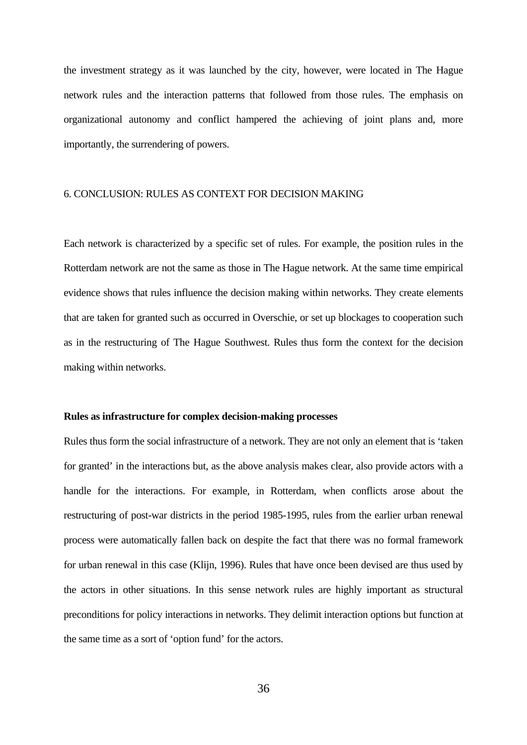the investment strategy as it was launched by the city, however, were located in The Hague network rules and the interaction patterns that followed from those rules. The emphasis on organizational autonomy and conflict hampered the achieving of joint plans and, more importantly, the surrendering of powers.

## 6. CONCLUSION: RULES AS CONTEXT FOR DECISION MAKING

Each network is characterized by a specific set of rules. For example, the position rules in the Rotterdam network are not the same as those in The Hague network. At the same time empirical evidence shows that rules influence the decision making within networks. They create elements that are taken for granted such as occurred in Overschie, or set up blockages to cooperation such as in the restructuring of The Hague Southwest. Rules thus form the context for the decision making within networks.

### Rules as infrastructure for complex decision-making processes

Rules thus form the social infrastructure of a network. They are not only an element that is 'taken for granted' in the interactions but, as the above analysis makes clear, also provide actors with a handle for the interactions. For example, in Rotterdam, when conflicts arose about the restructuring of post-war districts in the period 1985-1995, rules from the earlier urban renewal process were automatically fallen back on despite the fact that there was no formal framework for urban renewal in this case (Klijn, 1996). Rules that have once been devised are thus used by the actors in other situations. In this sense network rules are highly important as structural preconditions for policy interactions in networks. They delimit interaction options but function at the same time as a sort of 'option fund' for the actors.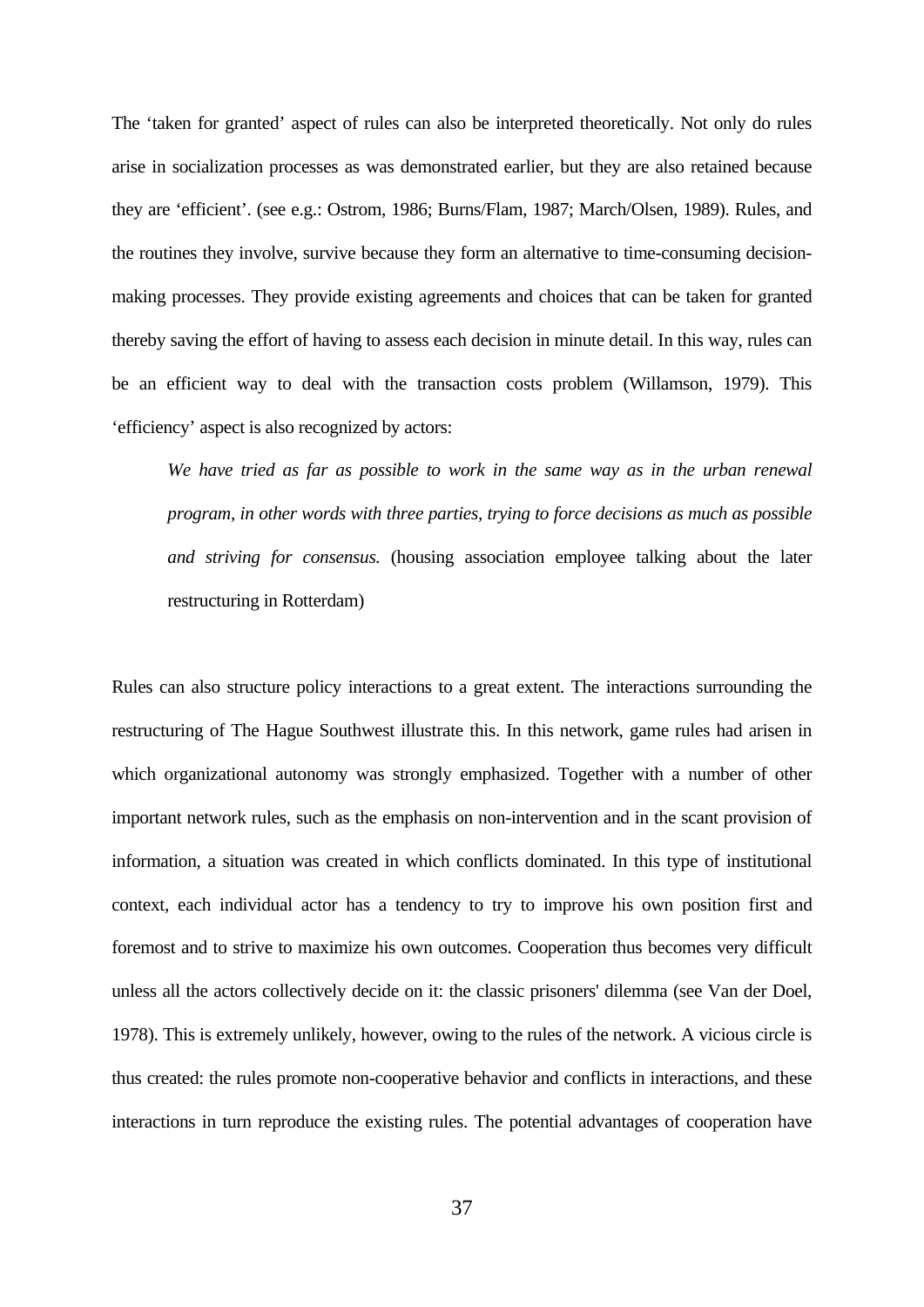The 'taken for granted' aspect of rules can also be interpreted theoretically. Not only do rules arise in socialization processes as was demonstrated earlier, but they are also retained because they are 'efficient'. (see e.g.: Ostrom, 1986; Burns/Flam, 1987; March/Olsen, 1989). Rules, and the routines they involve, survive because they form an alternative to time-consuming decision-making processes. They provide existing agreements and choices that can be taken for granted thereby saving the effort of having to assess each decision in minute detail. In this way, rules can be an efficient way to deal with the transaction costs problem (Willamson, 1979). This 'efficiency' aspect is also recognized by actors:

> *We have tried as far as possible to work in the same way as in the urban renewal program, in other words with three parties, trying to force decisions as much as possible and striving for consensus.* (housing association employee talking about the later restructuring in Rotterdam)

Rules can also structure policy interactions to a great extent. The interactions surrounding the restructuring of The Hague Southwest illustrate this. In this network, game rules had arisen in which organizational autonomy was strongly emphasized. Together with a number of other important network rules, such as the emphasis on non-intervention and in the scant provision of information, a situation was created in which conflicts dominated. In this type of institutional context, each individual actor has a tendency to try to improve his own position first and foremost and to strive to maximize his own outcomes. Cooperation thus becomes very difficult unless all the actors collectively decide on it: the classic prisoners' dilemma (see Van der Doel, 1978). This is extremely unlikely, however, owing to the rules of the network. A vicious circle is thus created: the rules promote non-cooperative behavior and conflicts in interactions, and these interactions in turn reproduce the existing rules. The potential advantages of cooperation have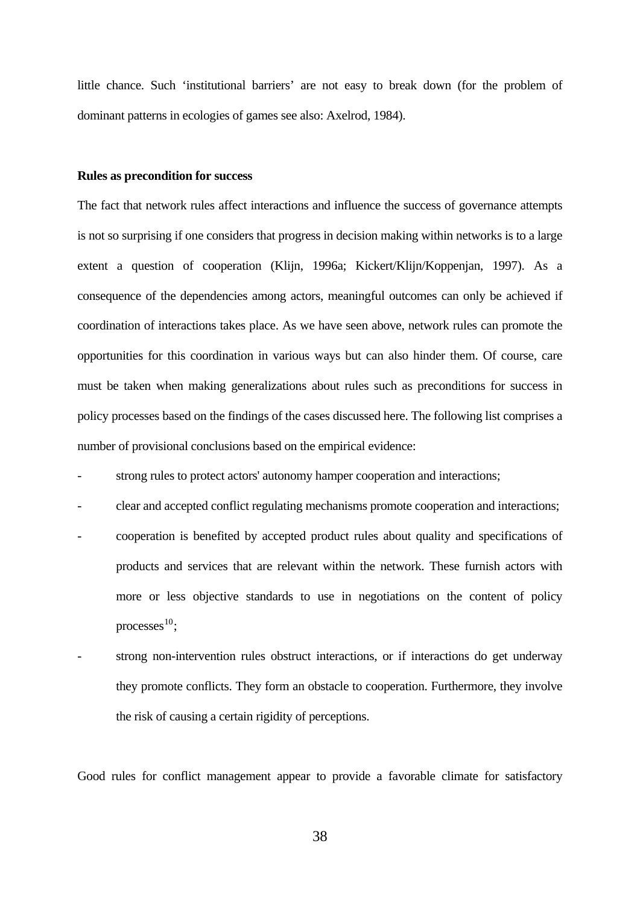little chance. Such 'institutional barriers' are not easy to break down (for the problem of dominant patterns in ecologies of games see also: Axelrod, 1984).

**Rules as precondition for success**

The fact that network rules affect interactions and influence the success of governance attempts is not so surprising if one considers that progress in decision making within networks is to a large extent a question of cooperation (Klijn, 1996a; Kickert/Klijn/Koppenjan, 1997). As a consequence of the dependencies among actors, meaningful outcomes can only be achieved if coordination of interactions takes place. As we have seen above, network rules can promote the opportunities for this coordination in various ways but can also hinder them. Of course, care must be taken when making generalizations about rules such as preconditions for success in policy processes based on the findings of the cases discussed here. The following list comprises a number of provisional conclusions based on the empirical evidence:

- strong rules to protect actors' autonomy hamper cooperation and interactions;
- clear and accepted conflict regulating mechanisms promote cooperation and interactions;
- cooperation is benefited by accepted product rules about quality and specifications of products and services that are relevant within the network. These furnish actors with more or less objective standards to use in negotiations on the content of policy processes[10];
- strong non-intervention rules obstruct interactions, or if interactions do get underway they promote conflicts. They form an obstacle to cooperation. Furthermore, they involve the risk of causing a certain rigidity of perceptions.

Good rules for conflict management appear to provide a favorable climate for satisfactory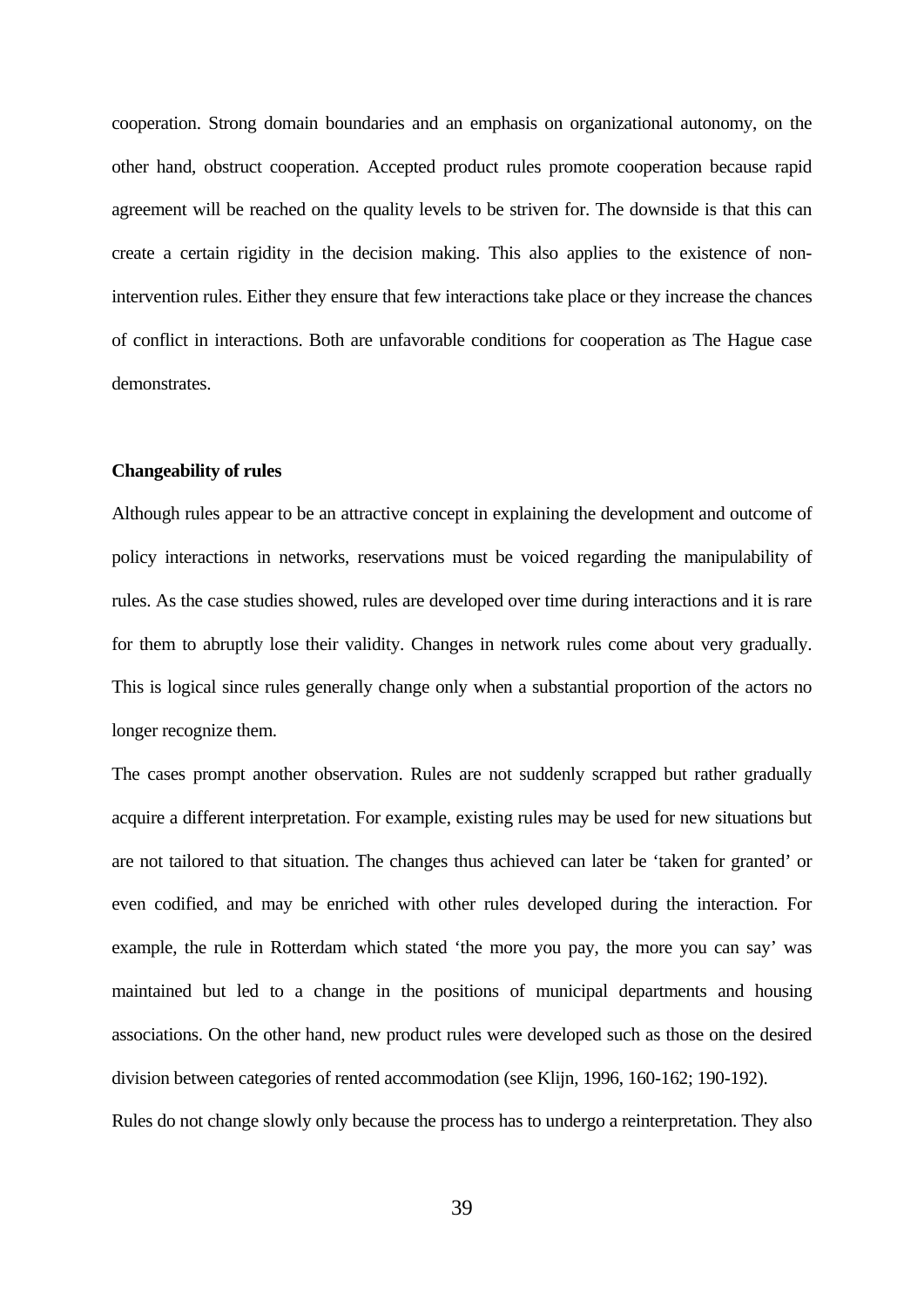cooperation. Strong domain boundaries and an emphasis on organizational autonomy, on the other hand, obstruct cooperation. Accepted product rules promote cooperation because rapid agreement will be reached on the quality levels to be striven for. The downside is that this can create a certain rigidity in the decision making. This also applies to the existence of non-intervention rules. Either they ensure that few interactions take place or they increase the chances of conflict in interactions. Both are unfavorable conditions for cooperation as The Hague case demonstrates.

**Changeability of rules**

Although rules appear to be an attractive concept in explaining the development and outcome of policy interactions in networks, reservations must be voiced regarding the manipulability of rules. As the case studies showed, rules are developed over time during interactions and it is rare for them to abruptly lose their validity. Changes in network rules come about very gradually. This is logical since rules generally change only when a substantial proportion of the actors no longer recognize them.

The cases prompt another observation. Rules are not suddenly scrapped but rather gradually acquire a different interpretation. For example, existing rules may be used for new situations but are not tailored to that situation. The changes thus achieved can later be 'taken for granted' or even codified, and may be enriched with other rules developed during the interaction. For example, the rule in Rotterdam which stated 'the more you pay, the more you can say' was maintained but led to a change in the positions of municipal departments and housing associations. On the other hand, new product rules were developed such as those on the desired division between categories of rented accommodation (see Klijn, 1996, 160-162; 190-192).

Rules do not change slowly only because the process has to undergo a reinterpretation. They also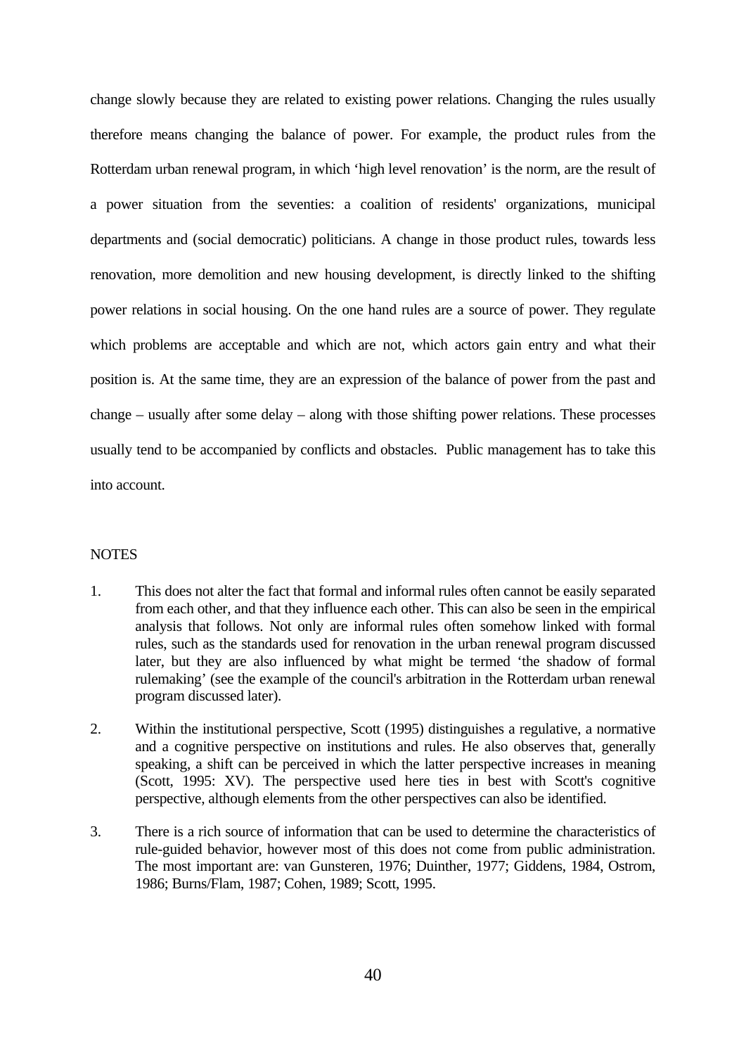change slowly because they are related to existing power relations. Changing the rules usually therefore means changing the balance of power. For example, the product rules from the Rotterdam urban renewal program, in which 'high level renovation' is the norm, are the result of a power situation from the seventies: a coalition of residents' organizations, municipal departments and (social democratic) politicians. A change in those product rules, towards less renovation, more demolition and new housing development, is directly linked to the shifting power relations in social housing. On the one hand rules are a source of power. They regulate which problems are acceptable and which are not, which actors gain entry and what their position is. At the same time, they are an expression of the balance of power from the past and change – usually after some delay – along with those shifting power relations. These processes usually tend to be accompanied by conflicts and obstacles. Public management has to take this into account.

NOTES

1. This does not alter the fact that formal and informal rules often cannot be easily separated from each other, and that they influence each other. This can also be seen in the empirical analysis that follows. Not only are informal rules often somehow linked with formal rules, such as the standards used for renovation in the urban renewal program discussed later, but they are also influenced by what might be termed 'the shadow of formal rulemaking' (see the example of the council's arbitration in the Rotterdam urban renewal program discussed later).

2. Within the institutional perspective, Scott (1995) distinguishes a regulative, a normative and a cognitive perspective on institutions and rules. He also observes that, generally speaking, a shift can be perceived in which the latter perspective increases in meaning (Scott, 1995: XV). The perspective used here ties in best with Scott's cognitive perspective, although elements from the other perspectives can also be identified.

3. There is a rich source of information that can be used to determine the characteristics of rule-guided behavior, however most of this does not come from public administration. The most important are: van Gunsteren, 1976; Duinther, 1977; Giddens, 1984, Ostrom, 1986; Burns/Flam, 1987; Cohen, 1989; Scott, 1995.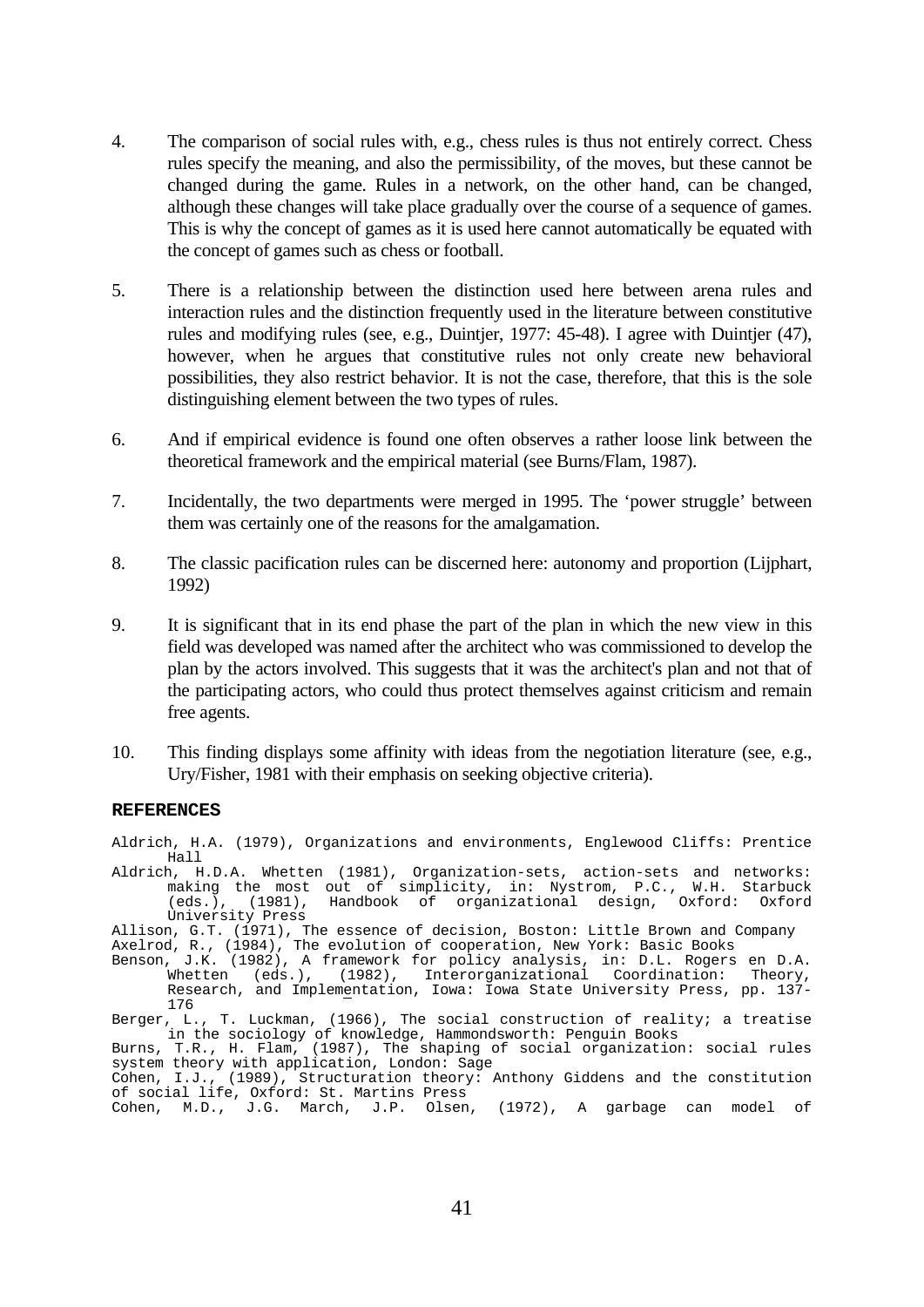4. The comparison of social rules with, e.g., chess rules is thus not entirely correct. Chess rules specify the meaning, and also the permissibility, of the moves, but these cannot be changed during the game. Rules in a network, on the other hand, can be changed, although these changes will take place gradually over the course of a sequence of games. This is why the concept of games as it is used here cannot automatically be equated with the concept of games such as chess or football.

5. There is a relationship between the distinction used here between arena rules and interaction rules and the distinction frequently used in the literature between constitutive rules and modifying rules (see, e.g., Duintjer, 1977: 45-48). I agree with Duintjer (47), however, when he argues that constitutive rules not only create new behavioral possibilities, they also restrict behavior. It is not the case, therefore, that this is the sole distinguishing element between the two types of rules.

6. And if empirical evidence is found one often observes a rather loose link between the theoretical framework and the empirical material (see Burns/Flam, 1987).

7. Incidentally, the two departments were merged in 1995. The 'power struggle' between them was certainly one of the reasons for the amalgamation.

8. The classic pacification rules can be discerned here: autonomy and proportion (Lijphart, 1992)

9. It is significant that in its end phase the part of the plan in which the new view in this field was developed was named after the architect who was commissioned to develop the plan by the actors involved. This suggests that it was the architect's plan and not that of the participating actors, who could thus protect themselves against criticism and remain free agents.

10. This finding displays some affinity with ideas from the negotiation literature (see, e.g., Ury/Fisher, 1981 with their emphasis on seeking objective criteria).

## REFERENCES

Aldrich, H.A. (1979), Organizations and environments, Englewood Cliffs: Prentice Hall

Aldrich, H.D.A. Whetten (1981), Organization-sets, action-sets and networks: making the most out of simplicity, in: Nystrom, P.C., W.H. Starbuck (eds.), (1981), Handbook of organizational design, Oxford: Oxford University Press

Allison, G.T. (1971), The essence of decision, Boston: Little Brown and Company

Axelrod, R., (1984), The evolution of cooperation, New York: Basic Books

Benson, J.K. (1982), A framework for policy analysis, in: D.L. Rogers en D.A. Whetten (eds.), (1982), Interorganizational Coordination: Theory, Research, and Implementation, Iowa: Iowa State University Press, pp. 137-176

Berger, L., T. Luckman, (1966), The social construction of reality; a treatise in the sociology of knowledge, Hammondsworth: Penguin Books

Burns, T.R., H. Flam, (1987), The shaping of social organization: social rules system theory with application, London: Sage

Cohen, I.J., (1989), Structuration theory: Anthony Giddens and the constitution of social life, Oxford: St. Martins Press

Cohen, M.D., J.G. March, J.P. Olsen, (1972), A garbage can model of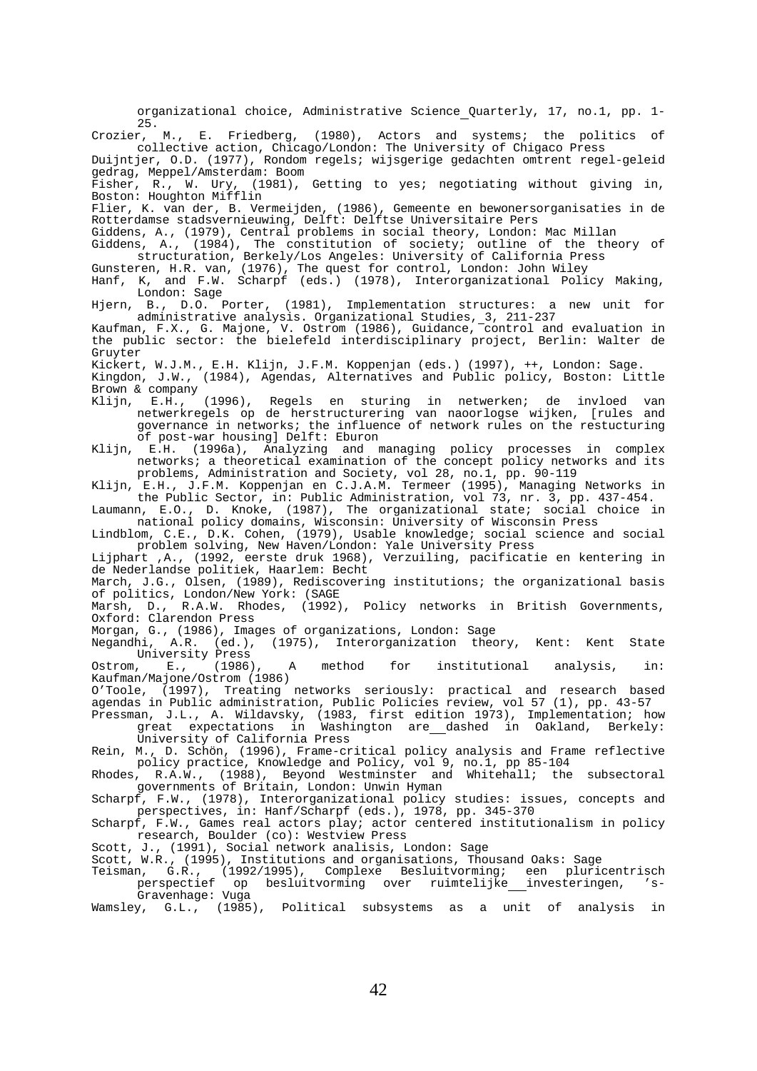organizational choice, Administrative Science Quarterly, 17, no.1, pp. 1-25.

Crozier, M., E. Friedberg, (1980), Actors and systems; the politics of collective action, Chicago/London: The University of Chigaco Press

Duijntjer, O.D. (1977), Rondom regels; wijsgerige gedachten omtrent regel-geleid gedrag, Meppel/Amsterdam: Boom

Fisher, R., W. Ury, (1981), Getting to yes; negotiating without giving in, Boston: Houghton Mifflin

Flier, K. van der, B. Vermeijden, (1986), Gemeente en bewonersorganisaties in de Rotterdamse stadsvernieuwing, Delft: Delftse Universitaire Pers

Giddens, A., (1979), Central problems in social theory, London: Mac Millan

Giddens, A., (1984), The constitution of society; outline of the theory of structuration, Berkely/Los Angeles: University of California Press

Gunsteren, H.R. van, (1976), The quest for control, London: John Wiley

Hanf, K, and F.W. Scharpf (eds.) (1978), Interorganizational Policy Making, London: Sage

Hjern, B., D.O. Porter, (1981), Implementation structures: a new unit for administrative analysis. Organizational Studies, 3, 211-237

Kaufman, F.X., G. Majone, V. Ostrom (1986), Guidance, control and evaluation in the public sector: the bielefeld interdisciplinary project, Berlin: Walter de Gruyter

Kickert, W.J.M., E.H. Klijn, J.F.M. Koppenjan (eds.) (1997), ++, London: Sage.

Kingdon, J.W., (1984), Agendas, Alternatives and Public policy, Boston: Little Brown & company

Klijn, E.H., (1996), Regels en sturing in netwerken; de invloed van netwerkregels op de herstructurering van naoorlogse wijken, [rules and governance in networks; the influence of network rules on the restucturing of post-war housing] Delft: Eburon

Klijn, E.H. (1996a), Analyzing and managing policy processes in complex networks; a theoretical examination of the concept policy networks and its problems, Administration and Society, vol 28, no.1, pp. 90-119

Klijn, E.H., J.F.M. Koppenjan en C.J.A.M. Termeer (1995), Managing Networks in the Public Sector, in: Public Administration, vol 73, nr. 3, pp. 437-454.

Laumann, E.O., D. Knoke, (1987), The organizational state; social choice in national policy domains, Wisconsin: University of Wisconsin Press

Lindblom, C.E., D.K. Cohen, (1979), Usable knowledge; social science and social problem solving, New Haven/London: Yale University Press

Lijphart ,A., (1992, eerste druk 1968), Verzuiling, pacificatie en kentering in de Nederlandse politiek, Haarlem: Becht

March, J.G., Olsen, (1989), Rediscovering institutions; the organizational basis of politics, London/New York: (SAGE

Marsh, D., R.A.W. Rhodes, (1992), Policy networks in British Governments, Oxford: Clarendon Press

Morgan, G., (1986), Images of organizations, London: Sage

Negandhi, A.R. (ed.), (1975), Interorganization theory, Kent: Kent State University Press

Ostrom, E., (1986), A method for institutional analysis, in: Kaufman/Majone/Ostrom (1986)

O'Toole, (1997), Treating networks seriously: practical and research based agendas in Public administration, Public Policies review, vol 57 (1), pp. 43-57

Pressman, J.L., A. Wildavsky, (1983, first edition 1973), Implementation; how great expectations in Washington are dashed in Oakland, Berkely: University of California Press

Rein, M., D. Schön, (1996), Frame-critical policy analysis and Frame reflective policy practice, Knowledge and Policy, vol 9, no.1, pp 85-104

Rhodes, R.A.W., (1988), Beyond Westminster and Whitehall; the subsectoral governments of Britain, London: Unwin Hyman

Scharpf, F.W., (1978), Interorganizational policy studies: issues, concepts and perspectives, in: Hanf/Scharpf (eds.), 1978, pp. 345-370

Scharpf, F.W., Games real actors play; actor centered institutionalism in policy research, Boulder (co): Westview Press

Scott, J., (1991), Social network analisis, London: Sage

Scott, W.R., (1995), Institutions and organisations, Thousand Oaks: Sage

Teisman, G.R., (1992/1995), Complexe Besluitvorming; een pluricentrisch perspectief op besluitvorming over ruimtelijke investeringen, 's-Gravenhage: Vuga

Wamsley, G.L., (1985), Political subsystems as a unit of analysis in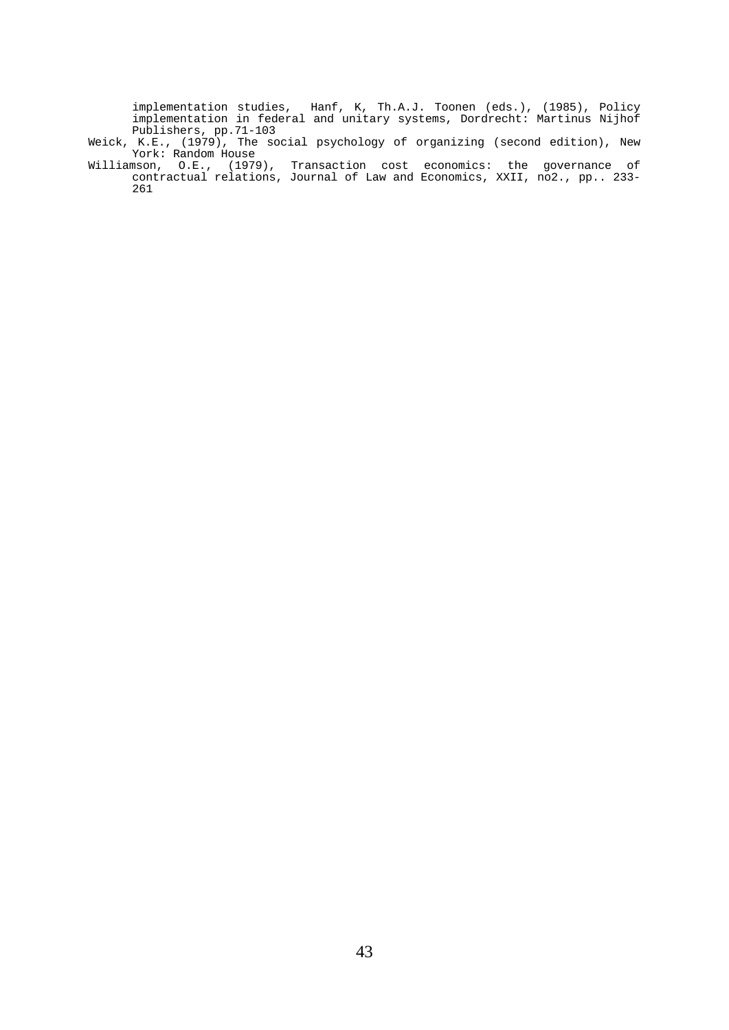implementation studies, Hanf, K, Th.A.J. Toonen (eds.), (1985), Policy implementation in federal and unitary systems, Dordrecht: Martinus Nijhof Publishers, pp.71-103

Weick, K.E., (1979), The social psychology of organizing (second edition), New York: Random House

Williamson, O.E., (1979), Transaction cost economics: the governance of contractual relations, Journal of Law and Economics, XXII, no2., pp.. 233-261